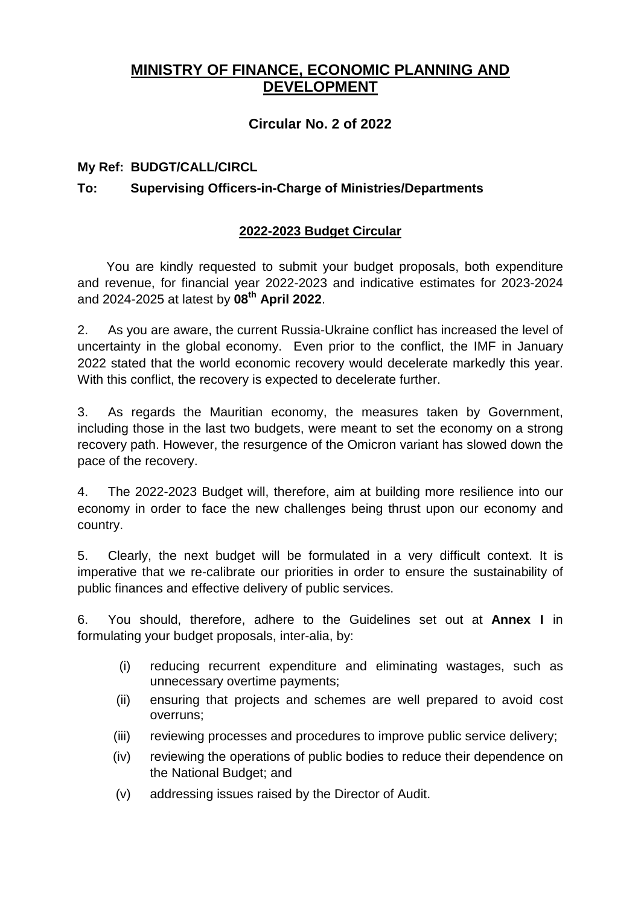# MINISTRY OF FINANCE, ECONOMIC PLANNING AND DEVELOPMENT

## Circular No. 2 of 2022

**My Ref: BUDGT/CALL/CIRCL**

**To: Supervising Officers-in-Charge of Ministries/Departments**

### 2022-2023 Budget Circular

You are kindly requested to submit your budget proposals, both expenditure and revenue, for financial year 2022-2023 and indicative estimates for 2023-2024 and 2024-2025 at latest by **08th April 2022**.

2. As you are aware, the current Russia-Ukraine conflict has increased the level of uncertainty in the global economy. Even prior to the conflict, the IMF in January 2022 stated that the world economic recovery would decelerate markedly this year. With this conflict, the recovery is expected to decelerate further.

3. As regards the Mauritian economy, the measures taken by Government, including those in the last two budgets, were meant to set the economy on a strong recovery path. However, the resurgence of the Omicron variant has slowed down the pace of the recovery.

4. The 2022-2023 Budget will, therefore, aim at building more resilience into our economy in order to face the new challenges being thrust upon our economy and country.

5. Clearly, the next budget will be formulated in a very difficult context. It is imperative that we re-calibrate our priorities in order to ensure the sustainability of public finances and effective delivery of public services.

6. You should, therefore, adhere to the Guidelines set out at **Annex I** in formulating your budget proposals, inter-alia, by:

(i) reducing recurrent expenditure and eliminating wastages, such as unnecessary overtime payments;

(ii) ensuring that projects and schemes are well prepared to avoid cost overruns;

(iii) reviewing processes and procedures to improve public service delivery;

(iv) reviewing the operations of public bodies to reduce their dependence on the National Budget; and

(v) addressing issues raised by the Director of Audit.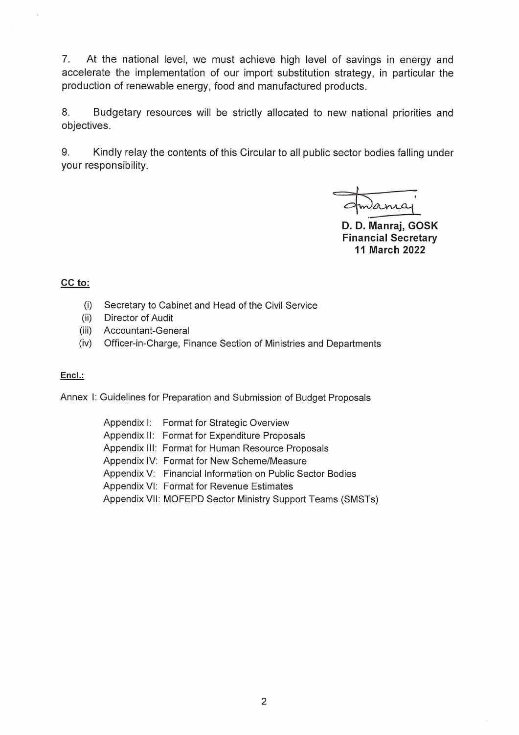7. At the national level, we must achieve high level of savings in energy and accelerate the implementation of our import substitution strategy, in particular the production of renewable energy, food and manufactured products.

8. Budgetary resources will be strictly allocated to new national priorities and objectives.

9. Kindly relay the contents of this Circular to all public sector bodies falling under your responsibility.

**D. D. Manraj, GOSK**
**Financial Secretary**
**11 March 2022**

**CC to:**

(i) Secretary to Cabinet and Head of the Civil Service
(ii) Director of Audit
(iii) Accountant-General
(iv) Officer-in-Charge, Finance Section of Ministries and Departments

**Encl.:**

Annex I: Guidelines for Preparation and Submission of Budget Proposals

- Appendix I: Format for Strategic Overview
- Appendix II: Format for Expenditure Proposals
- Appendix III: Format for Human Resource Proposals
- Appendix IV: Format for New Scheme/Measure
- Appendix V: Financial Information on Public Sector Bodies
- Appendix VI: Format for Revenue Estimates
- Appendix VII: MOFEPD Sector Ministry Support Teams (SMSTs)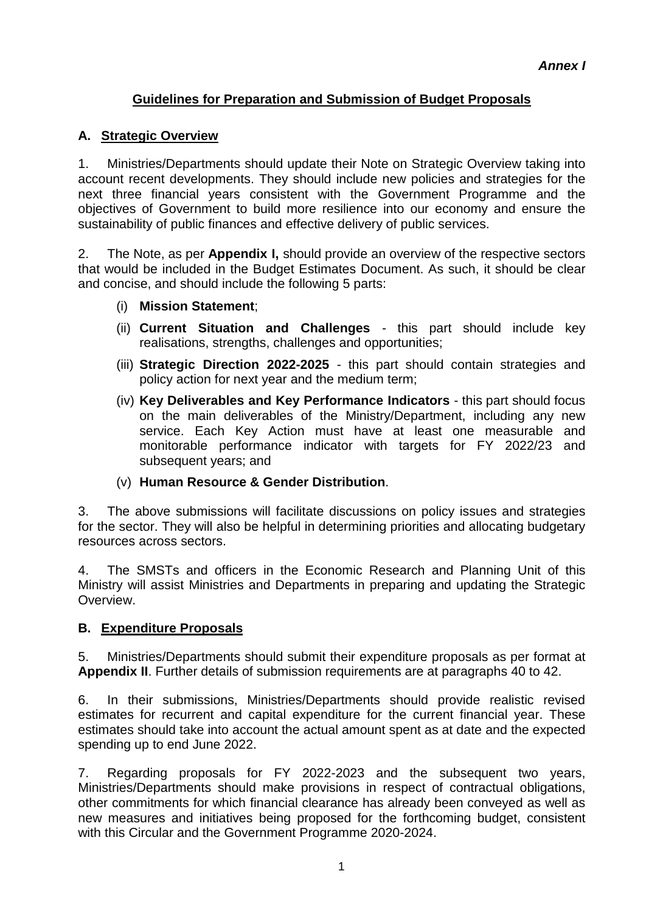***Annex I***

## **Guidelines for Preparation and Submission of Budget Proposals**

### **A. Strategic Overview**

1. Ministries/Departments should update their Note on Strategic Overview taking into account recent developments. They should include new policies and strategies for the next three financial years consistent with the Government Programme and the objectives of Government to build more resilience into our economy and ensure the sustainability of public finances and effective delivery of public services.

2. The Note, as per **Appendix I,** should provide an overview of the respective sectors that would be included in the Budget Estimates Document. As such, it should be clear and concise, and should include the following 5 parts:

(i) **Mission Statement**;

(ii) **Current Situation and Challenges** - this part should include key realisations, strengths, challenges and opportunities;

(iii) **Strategic Direction 2022-2025** - this part should contain strategies and policy action for next year and the medium term;

(iv) **Key Deliverables and Key Performance Indicators** - this part should focus on the main deliverables of the Ministry/Department, including any new service. Each Key Action must have at least one measurable and monitorable performance indicator with targets for FY 2022/23 and subsequent years; and

(v) **Human Resource & Gender Distribution**.

3. The above submissions will facilitate discussions on policy issues and strategies for the sector. They will also be helpful in determining priorities and allocating budgetary resources across sectors.

4. The SMSTs and officers in the Economic Research and Planning Unit of this Ministry will assist Ministries and Departments in preparing and updating the Strategic Overview.

### **B. Expenditure Proposals**

5. Ministries/Departments should submit their expenditure proposals as per format at **Appendix II**. Further details of submission requirements are at paragraphs 40 to 42.

6. In their submissions, Ministries/Departments should provide realistic revised estimates for recurrent and capital expenditure for the current financial year. These estimates should take into account the actual amount spent as at date and the expected spending up to end June 2022.

7. Regarding proposals for FY 2022-2023 and the subsequent two years, Ministries/Departments should make provisions in respect of contractual obligations, other commitments for which financial clearance has already been conveyed as well as new measures and initiatives being proposed for the forthcoming budget, consistent with this Circular and the Government Programme 2020-2024.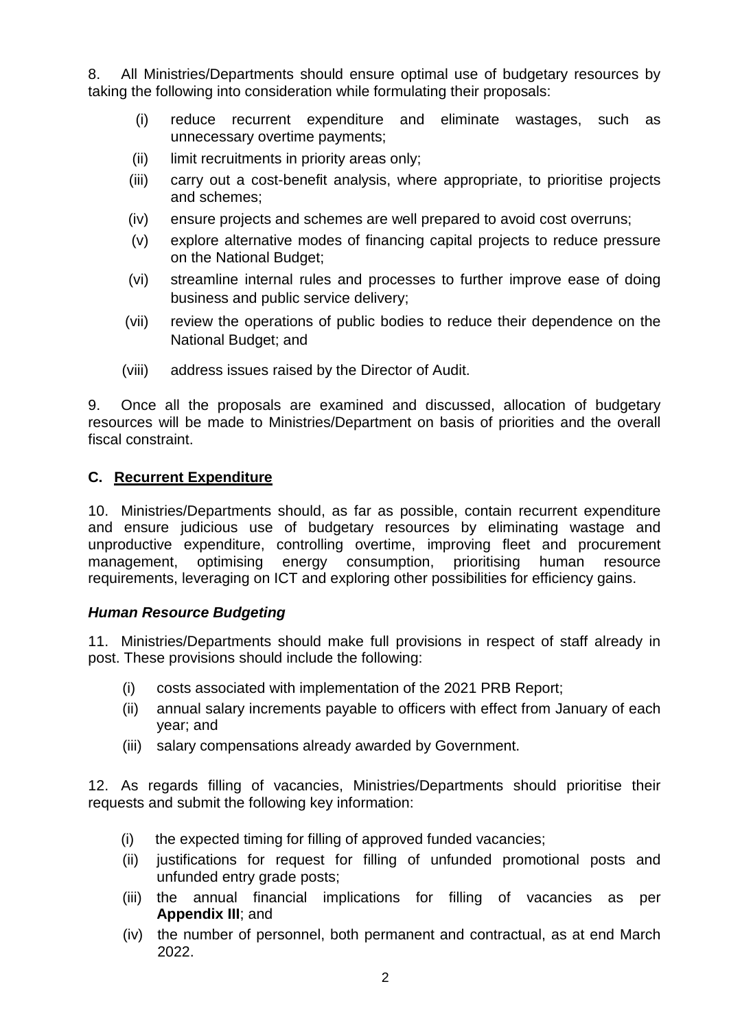8. All Ministries/Departments should ensure optimal use of budgetary resources by taking the following into consideration while formulating their proposals:

(i) reduce recurrent expenditure and eliminate wastages, such as unnecessary overtime payments;

(ii) limit recruitments in priority areas only;

(iii) carry out a cost-benefit analysis, where appropriate, to prioritise projects and schemes;

(iv) ensure projects and schemes are well prepared to avoid cost overruns;

(v) explore alternative modes of financing capital projects to reduce pressure on the National Budget;

(vi) streamline internal rules and processes to further improve ease of doing business and public service delivery;

(vii) review the operations of public bodies to reduce their dependence on the National Budget; and

(viii) address issues raised by the Director of Audit.

9. Once all the proposals are examined and discussed, allocation of budgetary resources will be made to Ministries/Department on basis of priorities and the overall fiscal constraint.

## C. Recurrent Expenditure

10. Ministries/Departments should, as far as possible, contain recurrent expenditure and ensure judicious use of budgetary resources by eliminating wastage and unproductive expenditure, controlling overtime, improving fleet and procurement management, optimising energy consumption, prioritising human resource requirements, leveraging on ICT and exploring other possibilities for efficiency gains.

### *Human Resource Budgeting*

11. Ministries/Departments should make full provisions in respect of staff already in post. These provisions should include the following:

(i) costs associated with implementation of the 2021 PRB Report;

(ii) annual salary increments payable to officers with effect from January of each year; and

(iii) salary compensations already awarded by Government.

12. As regards filling of vacancies, Ministries/Departments should prioritise their requests and submit the following key information:

(i) the expected timing for filling of approved funded vacancies;

(ii) justifications for request for filling of unfunded promotional posts and unfunded entry grade posts;

(iii) the annual financial implications for filling of vacancies as per **Appendix III**; and

(iv) the number of personnel, both permanent and contractual, as at end March 2022.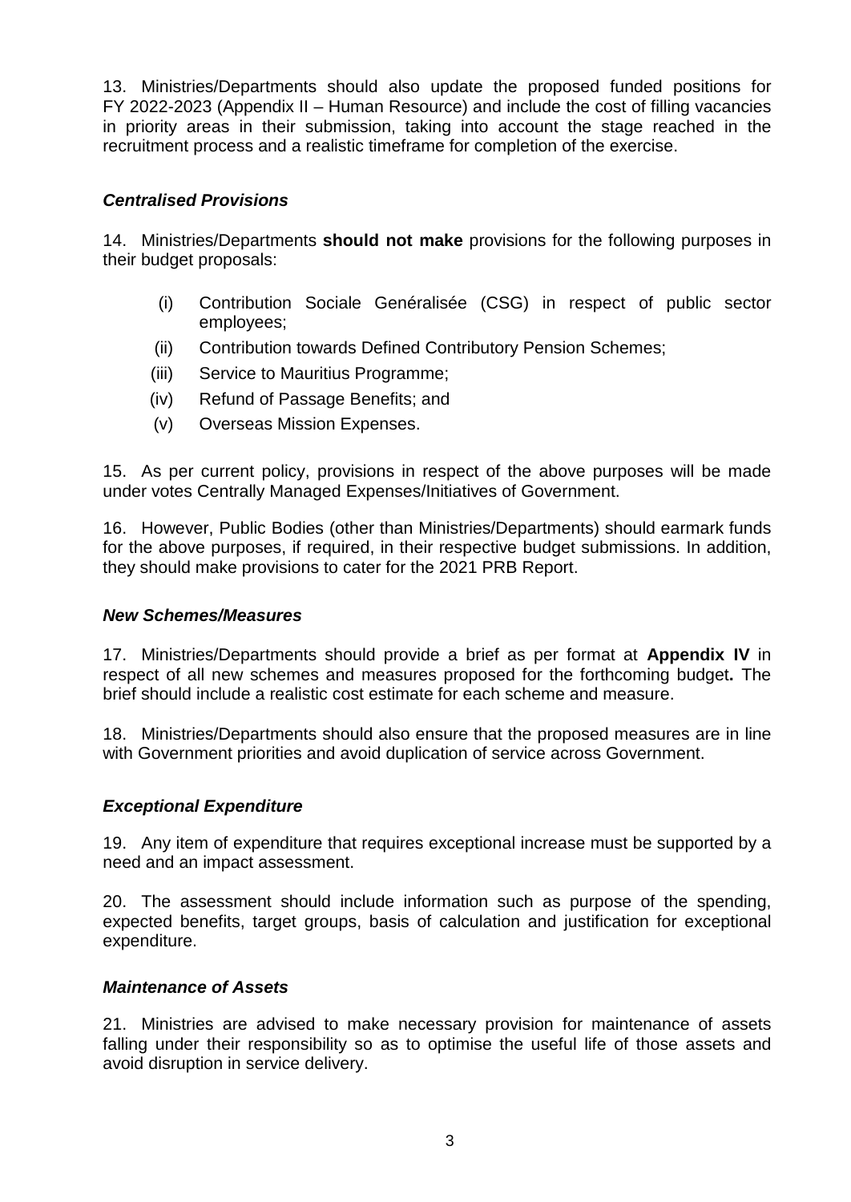13. Ministries/Departments should also update the proposed funded positions for FY 2022-2023 (Appendix II – Human Resource) and include the cost of filling vacancies in priority areas in their submission, taking into account the stage reached in the recruitment process and a realistic timeframe for completion of the exercise.

***Centralised Provisions***

14. Ministries/Departments **should not make** provisions for the following purposes in their budget proposals:

(i) Contribution Sociale Genéralisée (CSG) in respect of public sector employees;

(ii) Contribution towards Defined Contributory Pension Schemes;

(iii) Service to Mauritius Programme;

(iv) Refund of Passage Benefits; and

(v) Overseas Mission Expenses.

15. As per current policy, provisions in respect of the above purposes will be made under votes Centrally Managed Expenses/Initiatives of Government.

16. However, Public Bodies (other than Ministries/Departments) should earmark funds for the above purposes, if required, in their respective budget submissions. In addition, they should make provisions to cater for the 2021 PRB Report.

***New Schemes/Measures***

17. Ministries/Departments should provide a brief as per format at **Appendix IV** in respect of all new schemes and measures proposed for the forthcoming budget**.** The brief should include a realistic cost estimate for each scheme and measure.

18. Ministries/Departments should also ensure that the proposed measures are in line with Government priorities and avoid duplication of service across Government.

***Exceptional Expenditure***

19. Any item of expenditure that requires exceptional increase must be supported by a need and an impact assessment.

20. The assessment should include information such as purpose of the spending, expected benefits, target groups, basis of calculation and justification for exceptional expenditure.

***Maintenance of Assets***

21. Ministries are advised to make necessary provision for maintenance of assets falling under their responsibility so as to optimise the useful life of those assets and avoid disruption in service delivery.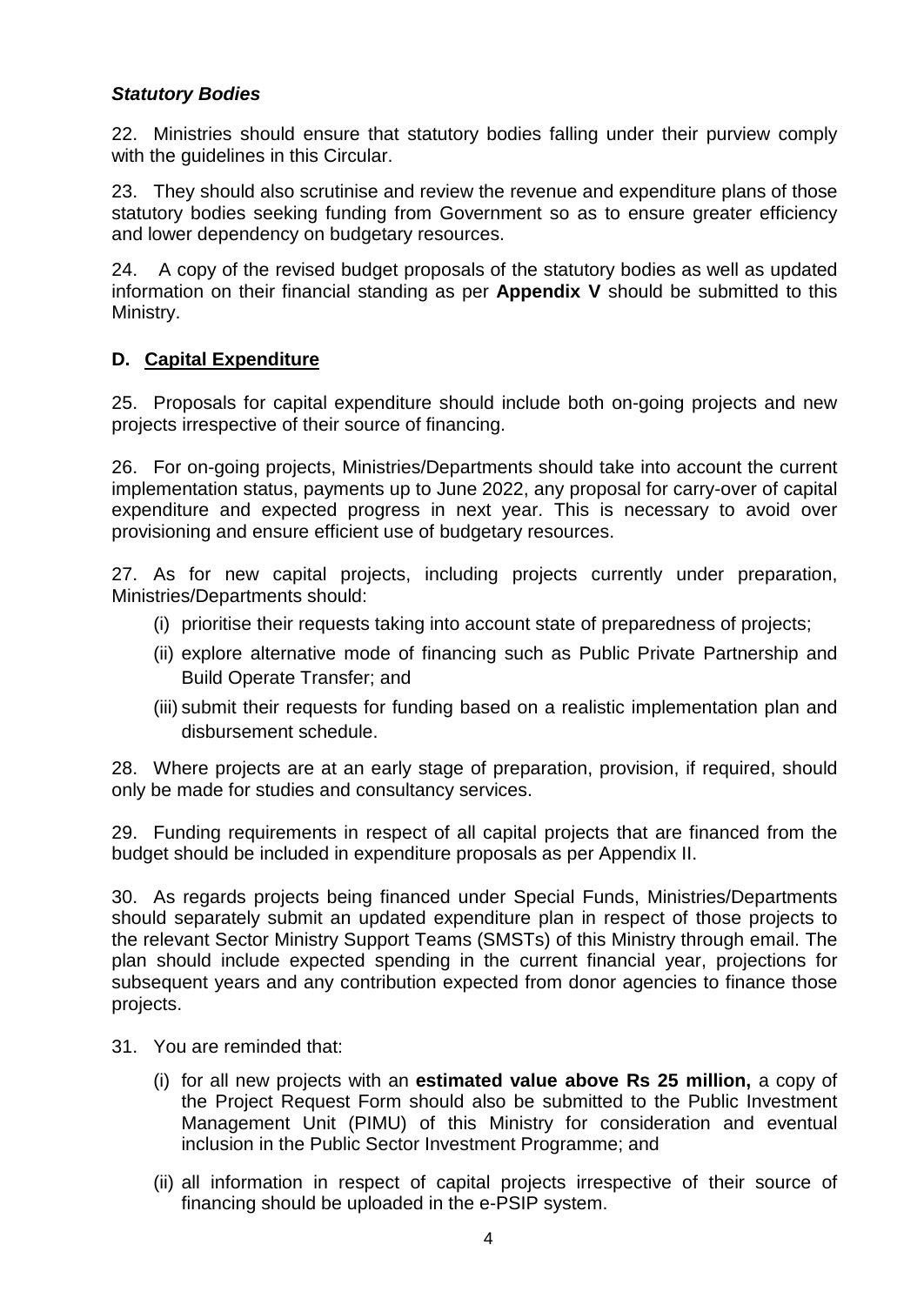***Statutory Bodies***

22. Ministries should ensure that statutory bodies falling under their purview comply with the guidelines in this Circular.

23. They should also scrutinise and review the revenue and expenditure plans of those statutory bodies seeking funding from Government so as to ensure greater efficiency and lower dependency on budgetary resources.

24. A copy of the revised budget proposals of the statutory bodies as well as updated information on their financial standing as per **Appendix V** should be submitted to this Ministry.

## D. Capital Expenditure

25. Proposals for capital expenditure should include both on-going projects and new projects irrespective of their source of financing.

26. For on-going projects, Ministries/Departments should take into account the current implementation status, payments up to June 2022, any proposal for carry-over of capital expenditure and expected progress in next year. This is necessary to avoid over provisioning and ensure efficient use of budgetary resources.

27. As for new capital projects, including projects currently under preparation, Ministries/Departments should:

(i) prioritise their requests taking into account state of preparedness of projects;

(ii) explore alternative mode of financing such as Public Private Partnership and Build Operate Transfer; and

(iii) submit their requests for funding based on a realistic implementation plan and disbursement schedule.

28. Where projects are at an early stage of preparation, provision, if required, should only be made for studies and consultancy services.

29. Funding requirements in respect of all capital projects that are financed from the budget should be included in expenditure proposals as per Appendix II.

30. As regards projects being financed under Special Funds, Ministries/Departments should separately submit an updated expenditure plan in respect of those projects to the relevant Sector Ministry Support Teams (SMSTs) of this Ministry through email. The plan should include expected spending in the current financial year, projections for subsequent years and any contribution expected from donor agencies to finance those projects.

31. You are reminded that:

(i) for all new projects with an **estimated value above Rs 25 million,** a copy of the Project Request Form should also be submitted to the Public Investment Management Unit (PIMU) of this Ministry for consideration and eventual inclusion in the Public Sector Investment Programme; and

(ii) all information in respect of capital projects irrespective of their source of financing should be uploaded in the e-PSIP system.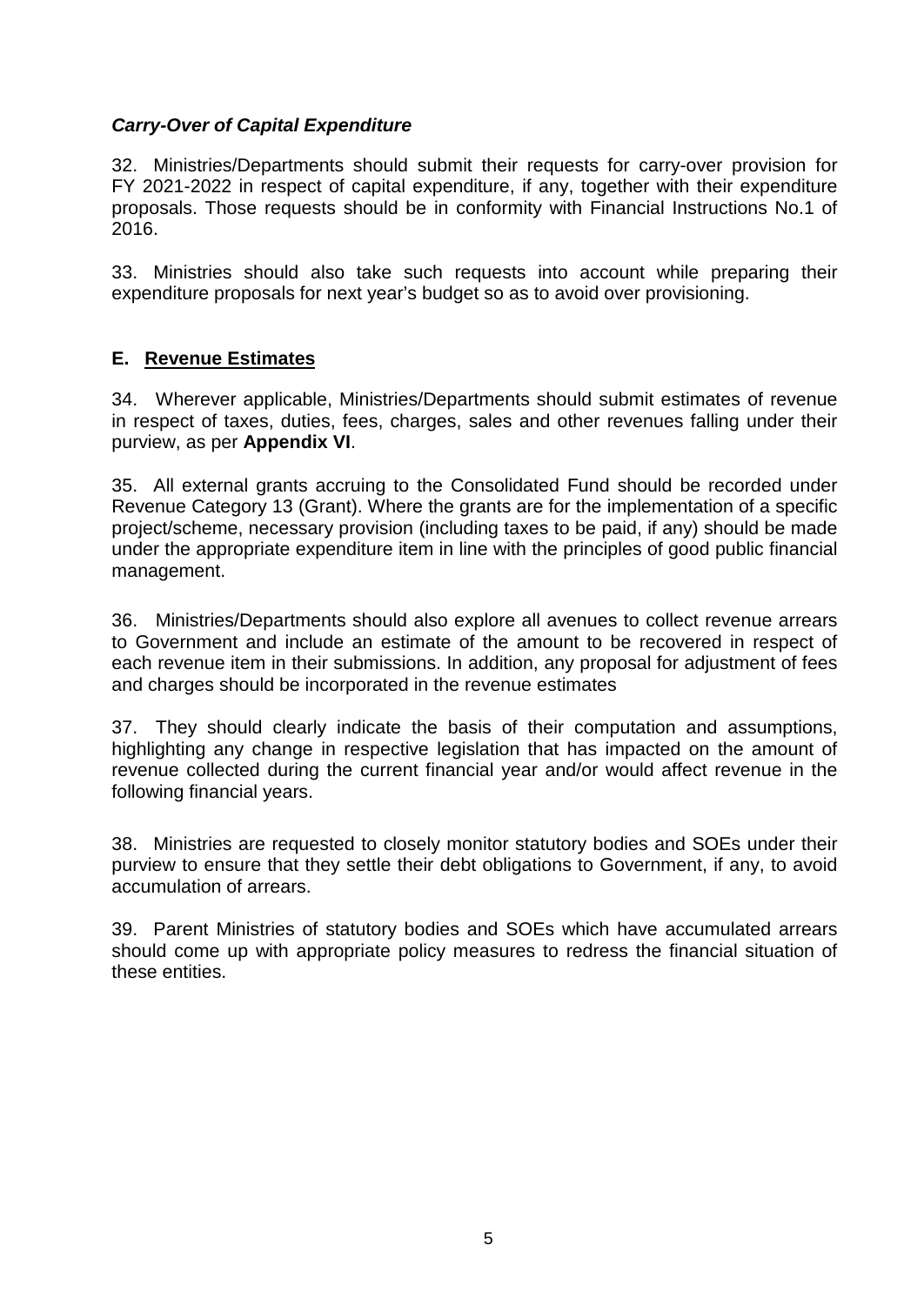### ***Carry-Over of Capital Expenditure***

32. Ministries/Departments should submit their requests for carry-over provision for FY 2021-2022 in respect of capital expenditure, if any, together with their expenditure proposals. Those requests should be in conformity with Financial Instructions No.1 of 2016.

33. Ministries should also take such requests into account while preparing their expenditure proposals for next year's budget so as to avoid over provisioning.

## **E. Revenue Estimates**

34. Wherever applicable, Ministries/Departments should submit estimates of revenue in respect of taxes, duties, fees, charges, sales and other revenues falling under their purview, as per **Appendix VI**.

35. All external grants accruing to the Consolidated Fund should be recorded under Revenue Category 13 (Grant). Where the grants are for the implementation of a specific project/scheme, necessary provision (including taxes to be paid, if any) should be made under the appropriate expenditure item in line with the principles of good public financial management.

36. Ministries/Departments should also explore all avenues to collect revenue arrears to Government and include an estimate of the amount to be recovered in respect of each revenue item in their submissions. In addition, any proposal for adjustment of fees and charges should be incorporated in the revenue estimates

37. They should clearly indicate the basis of their computation and assumptions, highlighting any change in respective legislation that has impacted on the amount of revenue collected during the current financial year and/or would affect revenue in the following financial years.

38. Ministries are requested to closely monitor statutory bodies and SOEs under their purview to ensure that they settle their debt obligations to Government, if any, to avoid accumulation of arrears.

39. Parent Ministries of statutory bodies and SOEs which have accumulated arrears should come up with appropriate policy measures to redress the financial situation of these entities.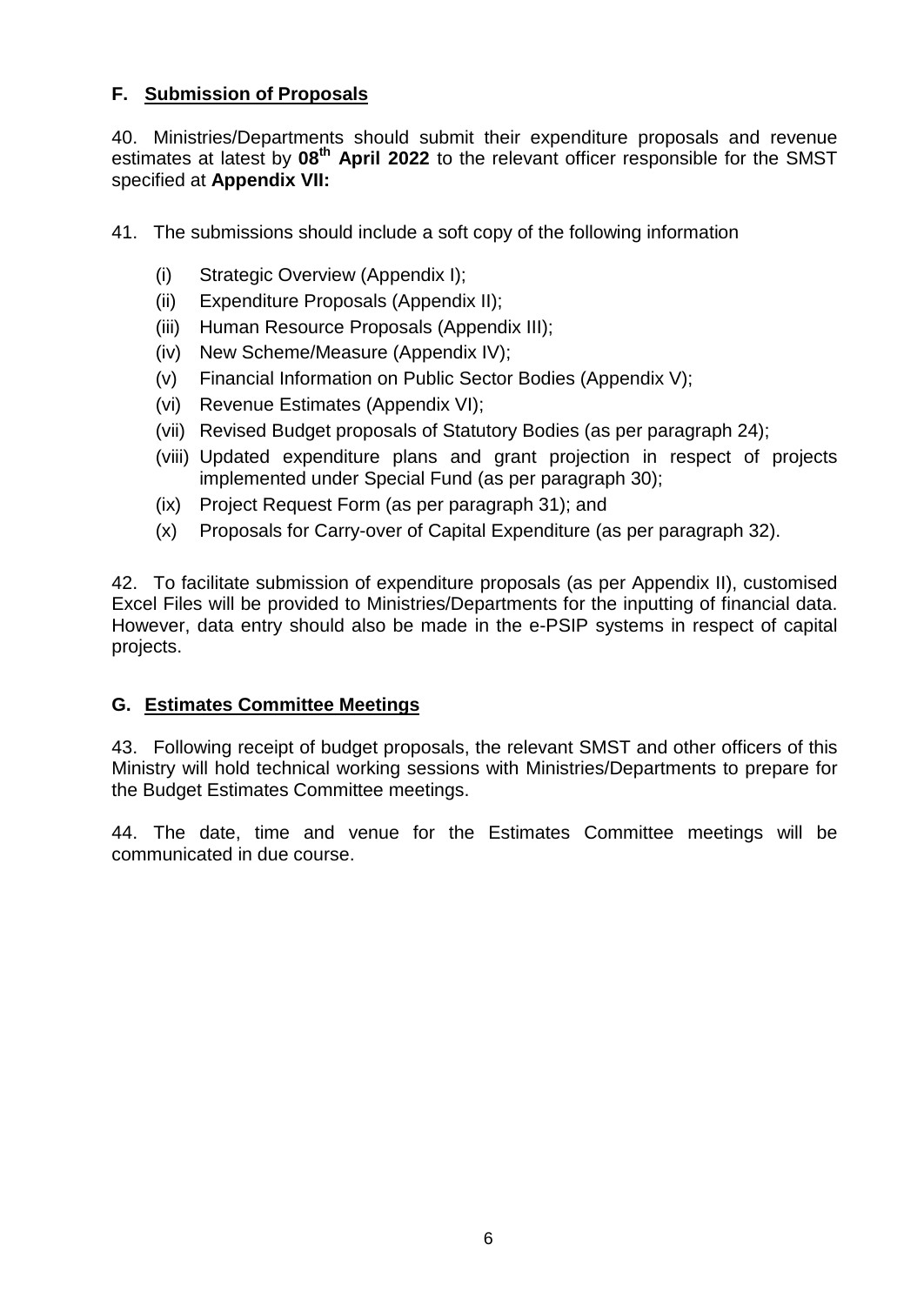## F. Submission of Proposals

40. Ministries/Departments should submit their expenditure proposals and revenue estimates at latest by **08th April 2022** to the relevant officer responsible for the SMST specified at **Appendix VII:**

41. The submissions should include a soft copy of the following information

- (i) Strategic Overview (Appendix I);
- (ii) Expenditure Proposals (Appendix II);
- (iii) Human Resource Proposals (Appendix III);
- (iv) New Scheme/Measure (Appendix IV);
- (v) Financial Information on Public Sector Bodies (Appendix V);
- (vi) Revenue Estimates (Appendix VI);
- (vii) Revised Budget proposals of Statutory Bodies (as per paragraph 24);
- (viii) Updated expenditure plans and grant projection in respect of projects implemented under Special Fund (as per paragraph 30);
- (ix) Project Request Form (as per paragraph 31); and
- (x) Proposals for Carry-over of Capital Expenditure (as per paragraph 32).

42. To facilitate submission of expenditure proposals (as per Appendix II), customised Excel Files will be provided to Ministries/Departments for the inputting of financial data. However, data entry should also be made in the e-PSIP systems in respect of capital projects.

## G. Estimates Committee Meetings

43. Following receipt of budget proposals, the relevant SMST and other officers of this Ministry will hold technical working sessions with Ministries/Departments to prepare for the Budget Estimates Committee meetings.

44. The date, time and venue for the Estimates Committee meetings will be communicated in due course.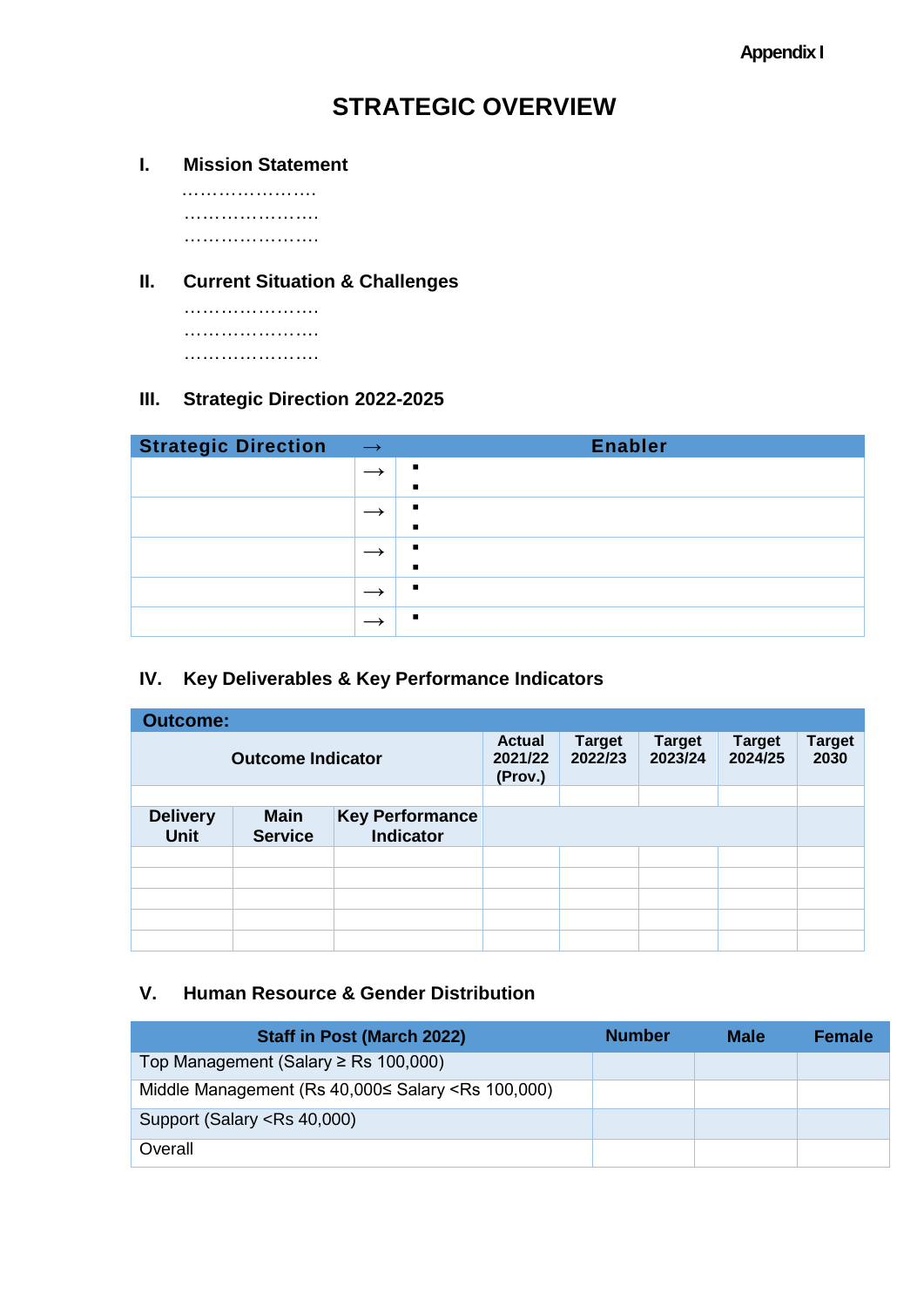Appendix I

# STRATEGIC OVERVIEW

## I. Mission Statement

…………………..
…………………..
…………………..

## II. Current Situation & Challenges

…………………..
…………………..
…………………..

## III. Strategic Direction 2022-2025

| Strategic Direction | → | Enabler |
|---|---|---|
| | → | ▪<br>▪ |
| | → | ▪<br>▪ |
| | → | ▪<br>▪ |
| | → | ▪ |
| | → | ▪ |

## IV. Key Deliverables & Key Performance Indicators

| Outcome: | | | | | | | |
|---|---|---|---|---|---|---|---|
| Outcome Indicator | | | Actual 2021/22 (Prov.) | Target 2022/23 | Target 2023/24 | Target 2024/25 | Target 2030 |
| | | | | | | | |
| Delivery Unit | Main Service | Key Performance Indicator | | | | | |
| | | | | | | | |
| | | | | | | | |
| | | | | | | | |
| | | | | | | | |
| | | | | | | | |

## V. Human Resource & Gender Distribution

| Staff in Post (March 2022) | Number | Male | Female |
|---|---|---|---|
| Top Management (Salary ≥ Rs 100,000) | | | |
| Middle Management (Rs 40,000≤ Salary <Rs 100,000) | | | |
| Support (Salary <Rs 40,000) | | | |
| Overall | | | |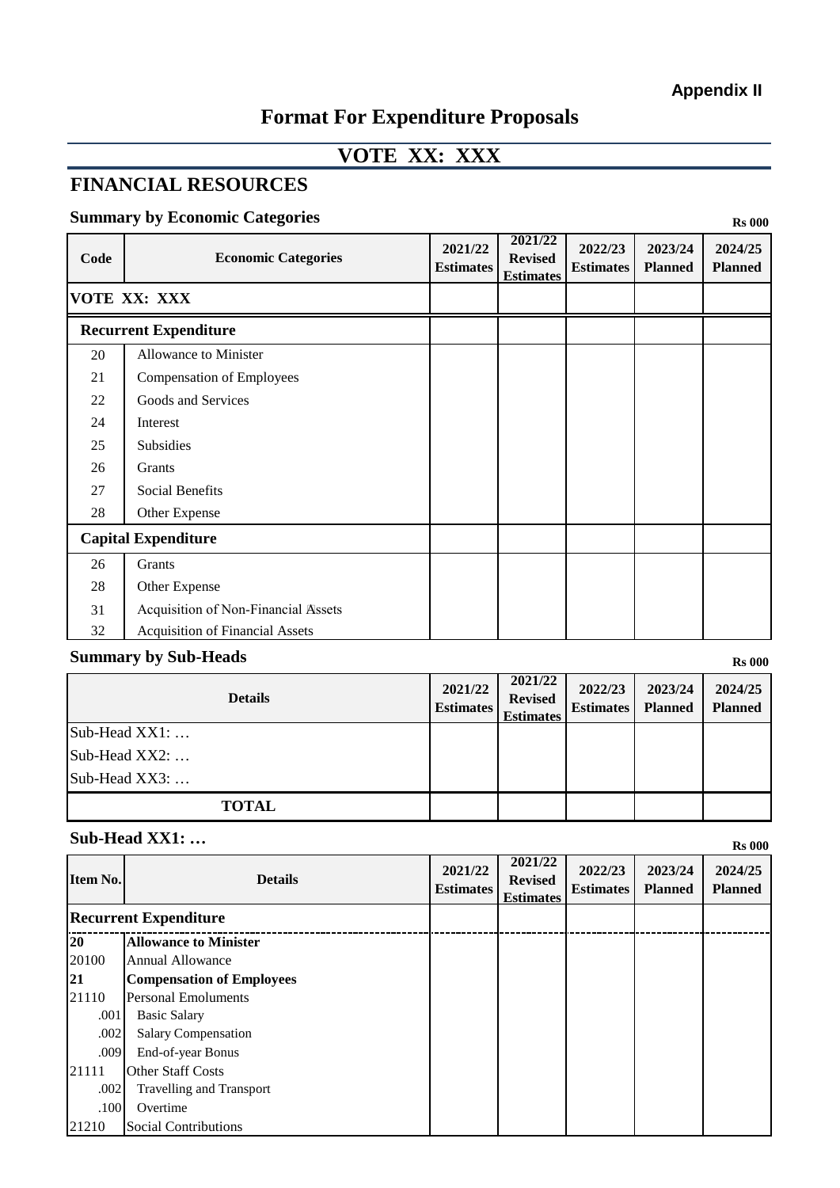**Appendix II**

# Format For Expenditure Proposals

## VOTE XX: XXX

## FINANCIAL RESOURCES

### Summary by Economic Categories

Rs 000

| Code | Economic Categories | 2021/22 Estimates | 2021/22 Revised Estimates | 2022/23 Estimates | 2023/24 Planned | 2024/25 Planned |
|---|---|---|---|---|---|---|
| **VOTE XX: XXX** | | | | | | |
| **Recurrent Expenditure** | | | | | | |
| 20 | Allowance to Minister | | | | | |
| 21 | Compensation of Employees | | | | | |
| 22 | Goods and Services | | | | | |
| 24 | Interest | | | | | |
| 25 | Subsidies | | | | | |
| 26 | Grants | | | | | |
| 27 | Social Benefits | | | | | |
| 28 | Other Expense | | | | | |
| **Capital Expenditure** | | | | | | |
| 26 | Grants | | | | | |
| 28 | Other Expense | | | | | |
| 31 | Acquisition of Non-Financial Assets | | | | | |
| 32 | Acquisition of Financial Assets | | | | | |

### Summary by Sub-Heads

Rs 000

| Details | 2021/22 Estimates | 2021/22 Revised Estimates | 2022/23 Estimates | 2023/24 Planned | 2024/25 Planned |
|---|---|---|---|---|---|
| Sub-Head XX1: … | | | | | |
| Sub-Head XX2: … | | | | | |
| Sub-Head XX3: … | | | | | |
| **TOTAL** | | | | | |

### Sub-Head XX1: …

Rs 000

| Item No. | Details | 2021/22 Estimates | 2021/22 Revised Estimates | 2022/23 Estimates | 2023/24 Planned | 2024/25 Planned |
|---|---|---|---|---|---|---|
| **Recurrent Expenditure** | | | | | | |
| **20** | **Allowance to Minister** | | | | | |
| 20100 | Annual Allowance | | | | | |
| **21** | **Compensation of Employees** | | | | | |
| 21110 | Personal Emoluments | | | | | |
| .001 | Basic Salary | | | | | |
| .002 | Salary Compensation | | | | | |
| .009 | End-of-year Bonus | | | | | |
| 21111 | Other Staff Costs | | | | | |
| .002 | Travelling and Transport | | | | | |
| .100 | Overtime | | | | | |
| 21210 | Social Contributions | | | | | |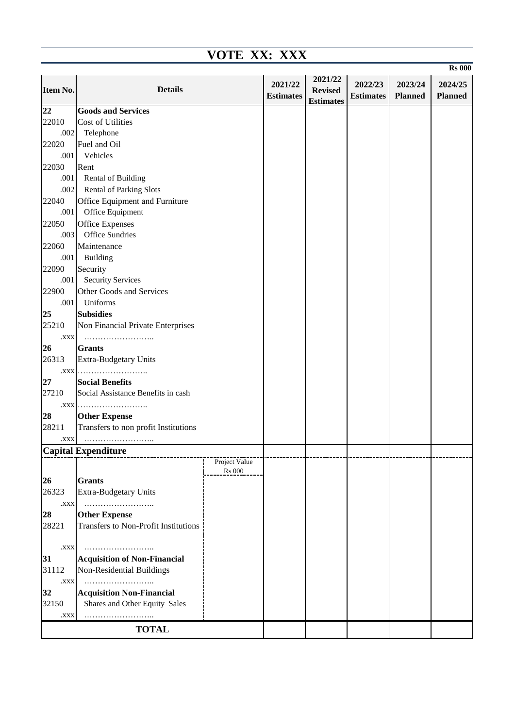# VOTE XX: XXX

**Rs 000**

| Item No. | Details | | 2021/22 Estimates | 2021/22 Revised Estimates | 2022/23 Estimates | 2023/24 Planned | 2024/25 Planned |
|---|---|---|---|---|---|---|---|
| **22** | **Goods and Services** | | | | | | |
| 22010 | Cost of Utilities | | | | | | |
| .002 | Telephone | | | | | | |
| 22020 | Fuel and Oil | | | | | | |
| .001 | Vehicles | | | | | | |
| 22030 | Rent | | | | | | |
| .001 | Rental of Building | | | | | | |
| .002 | Rental of Parking Slots | | | | | | |
| 22040 | Office Equipment and Furniture | | | | | | |
| .001 | Office Equipment | | | | | | |
| 22050 | Office Expenses | | | | | | |
| .003 | Office Sundries | | | | | | |
| 22060 | Maintenance | | | | | | |
| .001 | Building | | | | | | |
| 22090 | Security | | | | | | |
| .001 | Security Services | | | | | | |
| 22900 | Other Goods and Services | | | | | | |
| .001 | Uniforms | | | | | | |
| **25** | **Subsidies** | | | | | | |
| 25210 | Non Financial Private Enterprises | | | | | | |
| .xxx | …………………….. | | | | | | |
| **26** | **Grants** | | | | | | |
| 26313 | Extra-Budgetary Units | | | | | | |
| .xxx | …………………….. | | | | | | |
| **27** | **Social Benefits** | | | | | | |
| 27210 | Social Assistance Benefits in cash | | | | | | |
| .xxx | …………………….. | | | | | | |
| **28** | **Other Expense** | | | | | | |
| 28211 | Transfers to non profit Institutions | | | | | | |
| .xxx | …………………….. | | | | | | |
| **Capital Expenditure** | | | | | | | |
| | | Project Value Rs 000 | | | | | |
| **26** | **Grants** | | | | | | |
| 26323 | Extra-Budgetary Units | | | | | | |
| .xxx | …………………….. | | | | | | |
| **28** | **Other Expense** | | | | | | |
| 28221 | Transfers to Non-Profit Institutions | | | | | | |
| .xxx | …………………….. | | | | | | |
| **31** | **Acquisition of Non-Financial** | | | | | | |
| 31112 | Non-Residential Buildings | | | | | | |
| .xxx | …………………….. | | | | | | |
| **32** | **Acquisition Non-Financial** | | | | | | |
| 32150 | Shares and Other Equity Sales | | | | | | |
| .xxx | …………………….. | | | | | | |
| **TOTAL** | | | | | | | |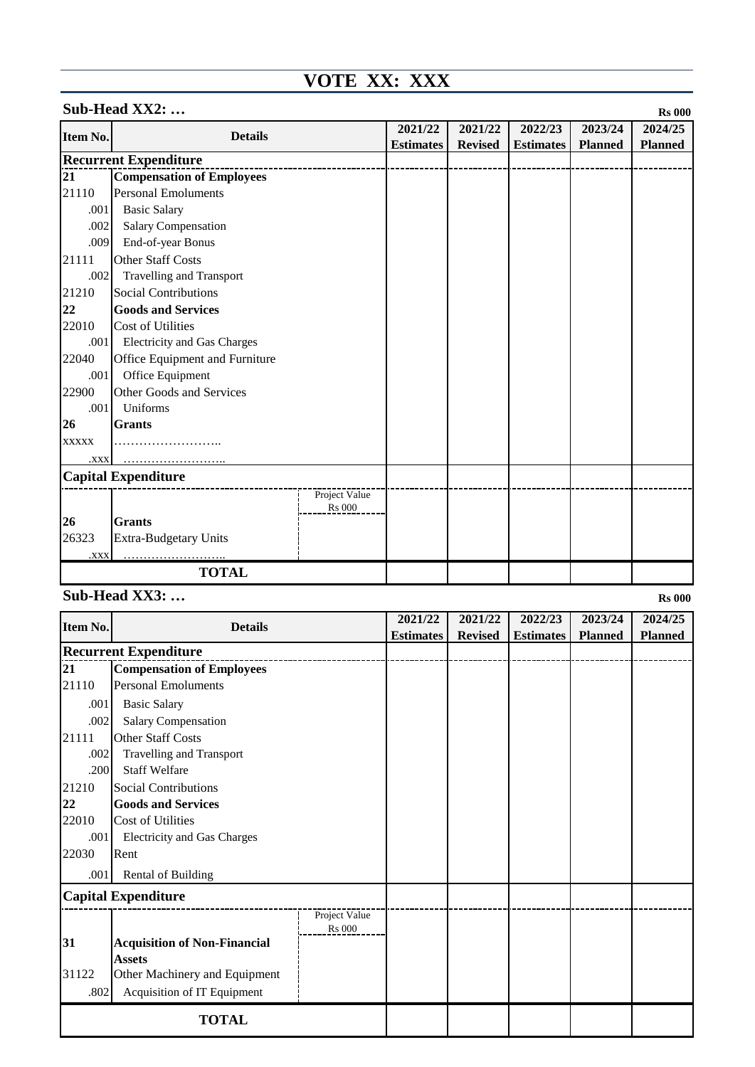# VOTE XX: XXX

## Sub-Head XX2: …

Rs 000

| Item No. | Details | | 2021/22 Estimates | 2021/22 Revised | 2022/23 Estimates | 2023/24 Planned | 2024/25 Planned |
|---|---|---|---|---|---|---|---|
| **Recurrent Expenditure** | | | | | | | |
| **21** | **Compensation of Employees** | | | | | | |
| 21110 | Personal Emoluments | | | | | | |
| .001 | Basic Salary | | | | | | |
| .002 | Salary Compensation | | | | | | |
| .009 | End-of-year Bonus | | | | | | |
| 21111 | Other Staff Costs | | | | | | |
| .002 | Travelling and Transport | | | | | | |
| 21210 | Social Contributions | | | | | | |
| **22** | **Goods and Services** | | | | | | |
| 22010 | Cost of Utilities | | | | | | |
| .001 | Electricity and Gas Charges | | | | | | |
| 22040 | Office Equipment and Furniture | | | | | | |
| .001 | Office Equipment | | | | | | |
| 22900 | Other Goods and Services | | | | | | |
| .001 | Uniforms | | | | | | |
| **26** | **Grants** | | | | | | |
| xxxxx | …………………….. | | | | | | |
| .xxx | …………………….. | | | | | | |
| **Capital Expenditure** | | | | | | | |
| | | Project Value Rs 000 | | | | | |
| **26** | **Grants** | | | | | | |
| 26323 | Extra-Budgetary Units | | | | | | |
| .xxx | …………………….. | | | | | | |
| | **TOTAL** | | | | | | |

## Sub-Head XX3: …

Rs 000

| Item No. | Details | | 2021/22 Estimates | 2021/22 Revised | 2022/23 Estimates | 2023/24 Planned | 2024/25 Planned |
|---|---|---|---|---|---|---|---|
| **Recurrent Expenditure** | | | | | | | |
| **21** | **Compensation of Employees** | | | | | | |
| 21110 | Personal Emoluments | | | | | | |
| .001 | Basic Salary | | | | | | |
| .002 | Salary Compensation | | | | | | |
| 21111 | Other Staff Costs | | | | | | |
| .002 | Travelling and Transport | | | | | | |
| .200 | Staff Welfare | | | | | | |
| 21210 | Social Contributions | | | | | | |
| **22** | **Goods and Services** | | | | | | |
| 22010 | Cost of Utilities | | | | | | |
| .001 | Electricity and Gas Charges | | | | | | |
| 22030 | Rent | | | | | | |
| .001 | Rental of Building | | | | | | |
| **Capital Expenditure** | | | | | | | |
| | | Project Value Rs 000 | | | | | |
| **31** | **Acquisition of Non-Financial Assets** | | | | | | |
| 31122 | Other Machinery and Equipment | | | | | | |
| .802 | Acquisition of IT Equipment | | | | | | |
| | **TOTAL** | | | | | | |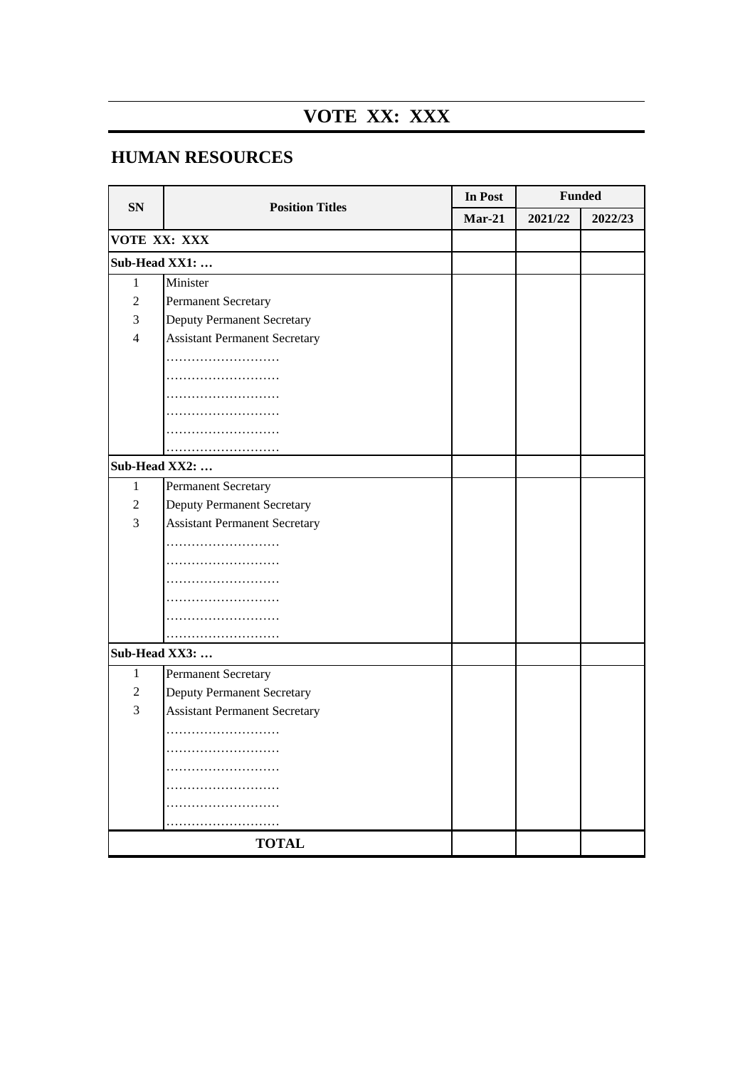# VOTE XX: XXX

## HUMAN RESOURCES

| SN | Position Titles | In Post | Funded | |
|---|---|---|---|---|
| | | Mar-21 | 2021/22 | 2022/23 |
| **VOTE XX: XXX** | | | | |
| **Sub-Head XX1: …** | | | | |
| 1 | Minister | | | |
| 2 | Permanent Secretary | | | |
| 3 | Deputy Permanent Secretary | | | |
| 4 | Assistant Permanent Secretary | | | |
| | ……………………… | | | |
| | ……………………… | | | |
| | ……………………… | | | |
| | ……………………… | | | |
| | ……………………… | | | |
| | ……………………… | | | |
| **Sub-Head XX2: …** | | | | |
| 1 | Permanent Secretary | | | |
| 2 | Deputy Permanent Secretary | | | |
| 3 | Assistant Permanent Secretary | | | |
| | ……………………… | | | |
| | ……………………… | | | |
| | ……………………… | | | |
| | ……………………… | | | |
| | ……………………… | | | |
| | ……………………… | | | |
| **Sub-Head XX3: …** | | | | |
| 1 | Permanent Secretary | | | |
| 2 | Deputy Permanent Secretary | | | |
| 3 | Assistant Permanent Secretary | | | |
| | ……………………… | | | |
| | ……………………… | | | |
| | ……………………… | | | |
| | ……………………… | | | |
| | ……………………… | | | |
| | ……………………… | | | |
| **TOTAL** | | | | |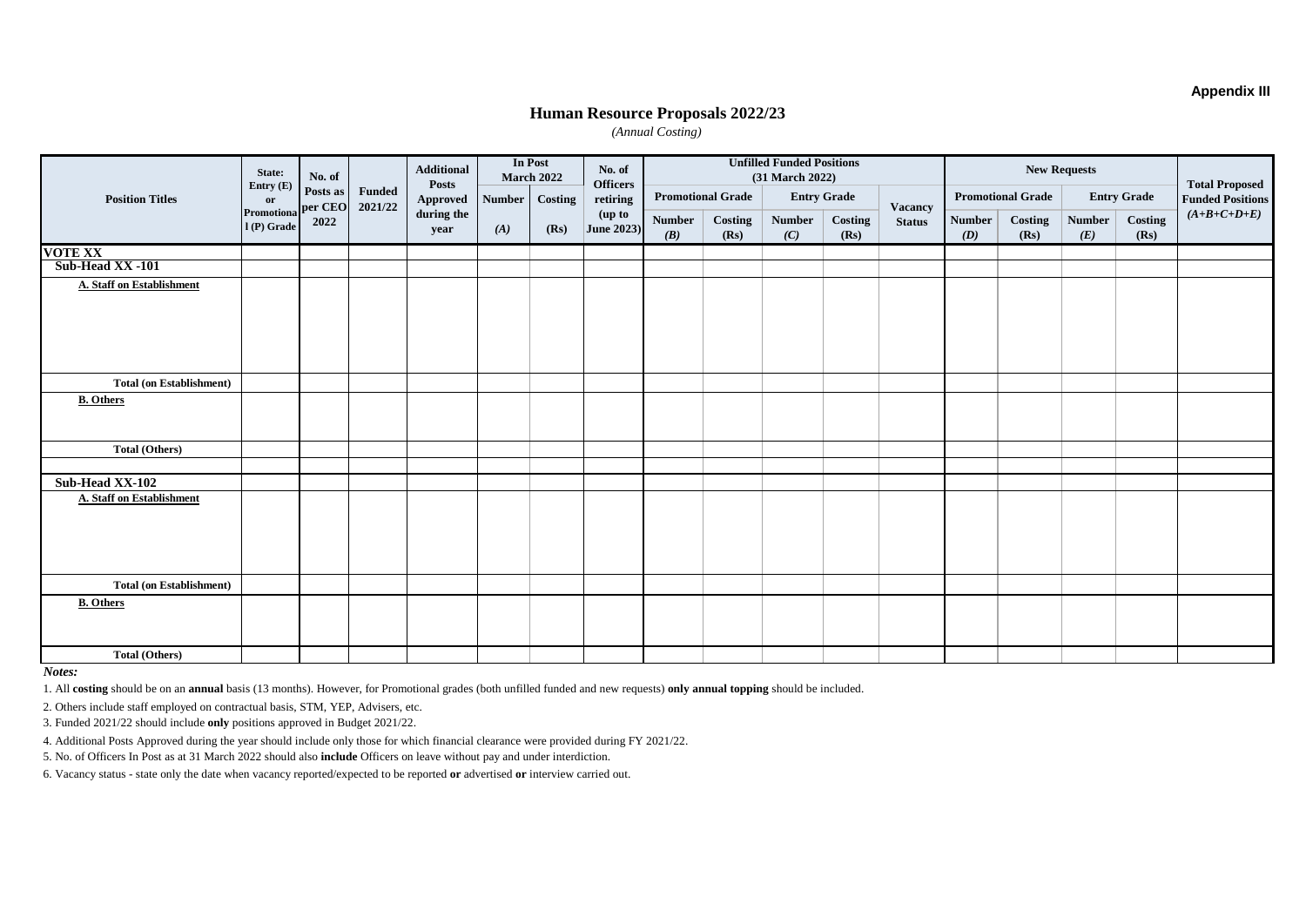**Appendix III**

## Human Resource Proposals 2022/23

*(Annual Costing)*

| Position Titles | State: Entry (E) or Promotional (P) Grade | No. of Posts as per CEO 2022 | Funded 2021/22 | Additional Posts Approved during the year | In Post March 2022 | | No. of Officers retiring (up to June 2023) | Unfilled Funded Positions (31 March 2022) | | | | | New Requests | | | | Total Proposed Funded Positions *(A+B+C+D+E)* |
|---|---|---|---|---|---|---|---|---|---|---|---|---|---|---|---|---|---|
| | | | | | Number | Costing | | Promotional Grade | | Entry Grade | | Vacancy Status | Promotional Grade | | Entry Grade | | |
| | | | | | *(A)* | (Rs) | | Number *(B)* | Costing (Rs) | Number *(C)* | Costing (Rs) | | Number *(D)* | Costing (Rs) | Number *(E)* | Costing (Rs) | |
| **VOTE XX** | | | | | | | | | | | | | | | | | |
| **Sub-Head XX -101** | | | | | | | | | | | | | | | | | |
| **A. Staff on Establishment** | | | | | | | | | | | | | | | | | |
| **Total (on Establishment)** | | | | | | | | | | | | | | | | | |
| **B. Others** | | | | | | | | | | | | | | | | | |
| **Total (Others)** | | | | | | | | | | | | | | | | | |
| | | | | | | | | | | | | | | | | | |
| **Sub-Head XX-102** | | | | | | | | | | | | | | | | | |
| **A. Staff on Establishment** | | | | | | | | | | | | | | | | | |
| **Total (on Establishment)** | | | | | | | | | | | | | | | | | |
| **B. Others** | | | | | | | | | | | | | | | | | |
| **Total (Others)** | | | | | | | | | | | | | | | | | |

***Notes:***

1. All **costing** should be on an **annual** basis (13 months). However, for Promotional grades (both unfilled funded and new requests) **only annual topping** should be included.
2. Others include staff employed on contractual basis, STM, YEP, Advisers, etc.
3. Funded 2021/22 should include **only** positions approved in Budget 2021/22.
4. Additional Posts Approved during the year should include only those for which financial clearance were provided during FY 2021/22.
5. No. of Officers In Post as at 31 March 2022 should also **include** Officers on leave without pay and under interdiction.
6. Vacancy status - state only the date when vacancy reported/expected to be reported **or** advertised **or** interview carried out.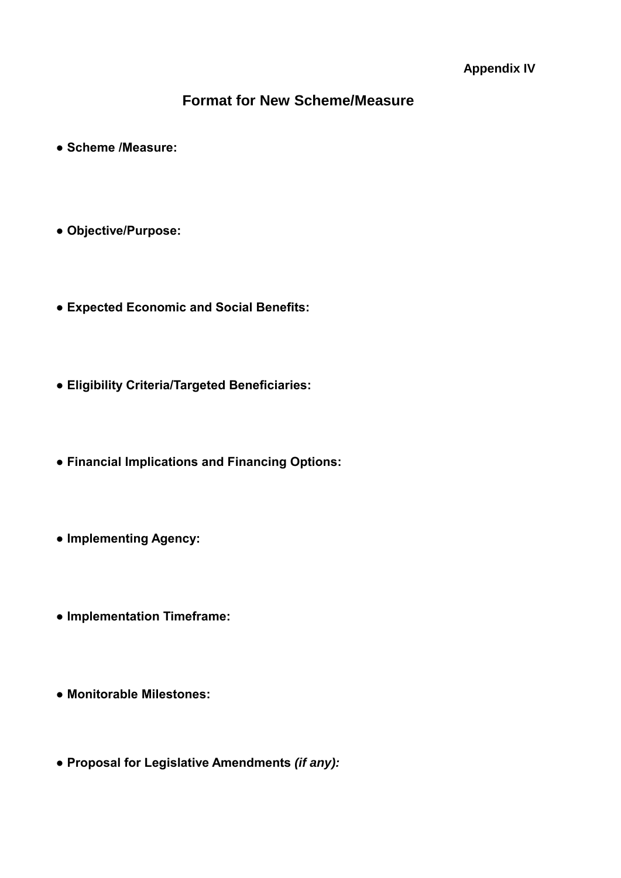**Appendix IV**

## Format for New Scheme/Measure

- **Scheme /Measure:**

- **Objective/Purpose:**

- **Expected Economic and Social Benefits:**

- **Eligibility Criteria/Targeted Beneficiaries:**

- **Financial Implications and Financing Options:**

- **Implementing Agency:**

- **Implementation Timeframe:**

- **Monitorable Milestones:**

- **Proposal for Legislative Amendments** ***(if any):***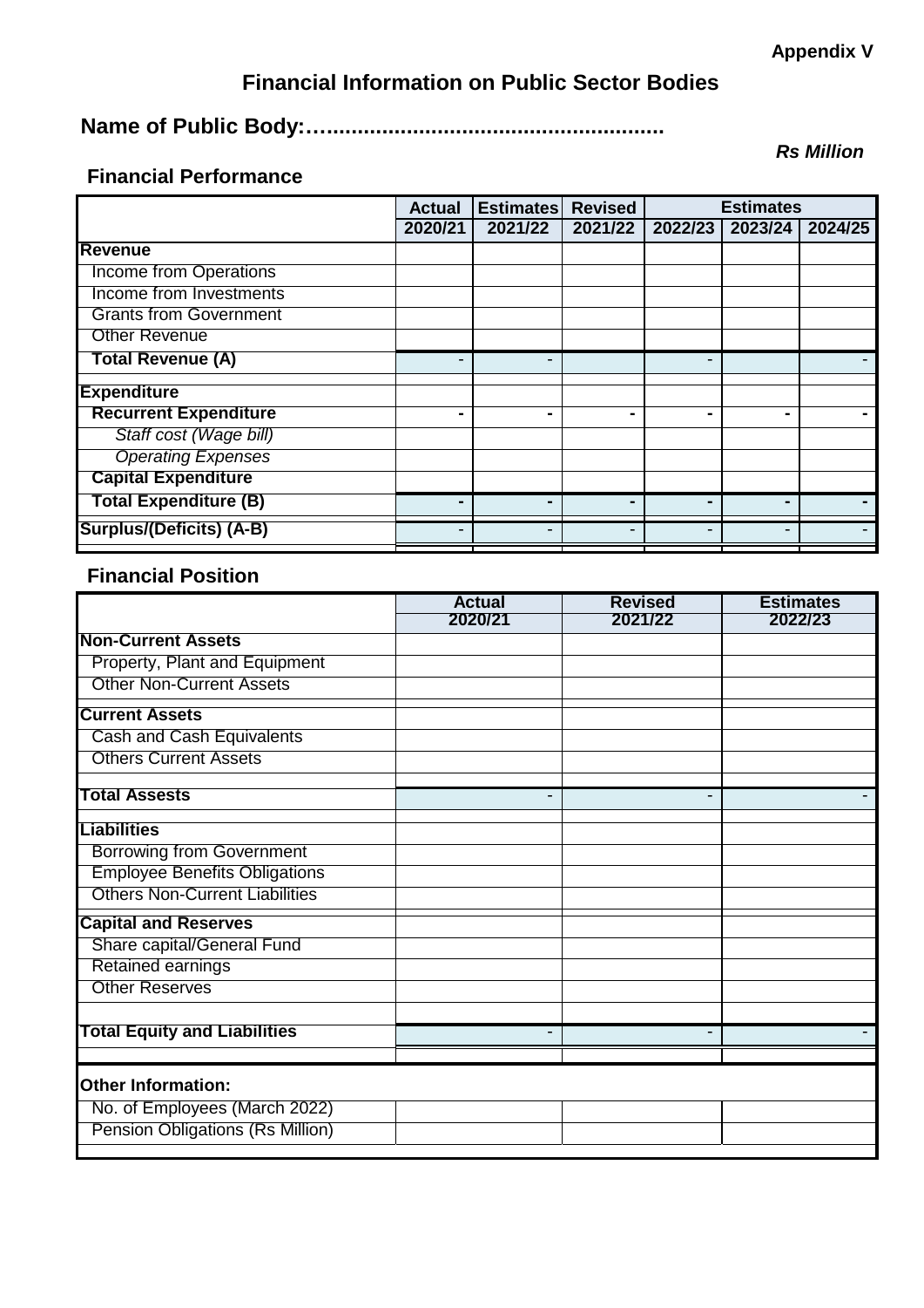**Appendix V**

# Financial Information on Public Sector Bodies

## Name of Public Body:…......................................................

***Rs Million***

### Financial Performance

| | Actual | Estimates | Revised | Estimates | | |
|---|---|---|---|---|---|---|
| | 2020/21 | 2021/22 | 2021/22 | 2022/23 | 2023/24 | 2024/25 |
| **Revenue** | | | | | | |
| Income from Operations | | | | | | |
| Income from Investments | | | | | | |
| Grants from Government | | | | | | |
| Other Revenue | | | | | | |
| **Total Revenue (A)** | - | - | | - | | - |
| **Expenditure** | | | | | | |
| **Recurrent Expenditure** | **-** | **-** | **-** | **-** | **-** | **-** |
| *Staff cost (Wage bill)* | | | | | | |
| *Operating Expenses* | | | | | | |
| **Capital Expenditure** | | | | | | |
| **Total Expenditure (B)** | **-** | **-** | **-** | **-** | **-** | **-** |
| **Surplus/(Deficits) (A-B)** | - | - | - | - | - | - |

### Financial Position

| | Actual | Revised | Estimates |
|---|---|---|---|
| | 2020/21 | 2021/22 | 2022/23 |
| **Non-Current Assets** | | | |
| Property, Plant and Equipment | | | |
| Other Non-Current Assets | | | |
| **Current Assets** | | | |
| Cash and Cash Equivalents | | | |
| Others Current Assets | | | |
| **Total Assests** | - | - | - |
| **Liabilities** | | | |
| Borrowing from Government | | | |
| Employee Benefits Obligations | | | |
| Others Non-Current Liabilities | | | |
| **Capital and Reserves** | | | |
| Share capital/General Fund | | | |
| Retained earnings | | | |
| Other Reserves | | | |
| **Total Equity and Liabilities** | - | - | - |
| **Other Information:** | | | |
| No. of Employees (March 2022) | | | |
| Pension Obligations (Rs Million) | | | |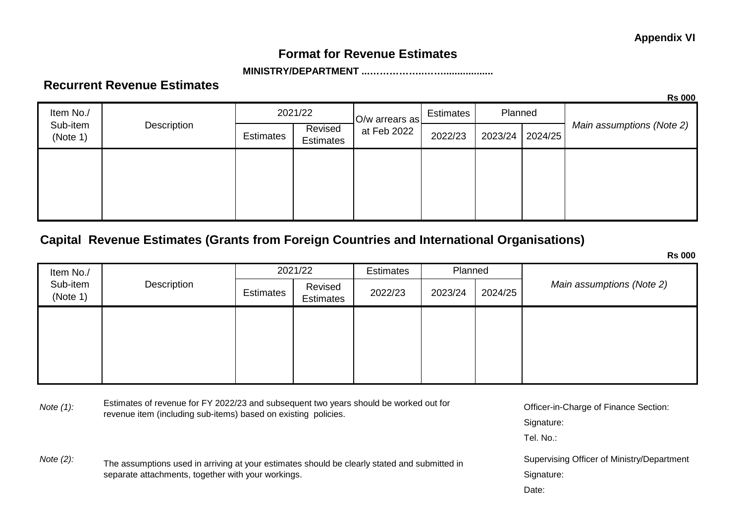**Appendix VI**

# Format for Revenue Estimates

**MINISTRY/DEPARTMENT ..…………….……..................**

## Recurrent Revenue Estimates

**Rs 000**

| Item No./ Sub-item (Note 1) | Description | 2021/22 | | O/w arrears as at Feb 2022 | Estimates | Planned | | *Main assumptions (Note 2)* |
|---|---|---|---|---|---|---|---|---|
| | | Estimates | Revised Estimates | | 2022/23 | 2023/24 | 2024/25 | |
| | | | | | | | | |

## Capital Revenue Estimates (Grants from Foreign Countries and International Organisations)

**Rs 000**

| Item No./ Sub-item (Note 1) | Description | 2021/22 | | Estimates | Planned | | *Main assumptions (Note 2)* |
|---|---|---|---|---|---|---|---|
| | | Estimates | Revised Estimates | 2022/23 | 2023/24 | 2024/25 | |
| | | | | | | | |

*Note (1):* Estimates of revenue for FY 2022/23 and subsequent two years should be worked out for revenue item (including sub-items) based on existing policies.

*Note (2):* The assumptions used in arriving at your estimates should be clearly stated and submitted in separate attachments, together with your workings.

Officer-in-Charge of Finance Section:

Signature:

Tel. No.:

Supervising Officer of Ministry/Department

Signature:

Date: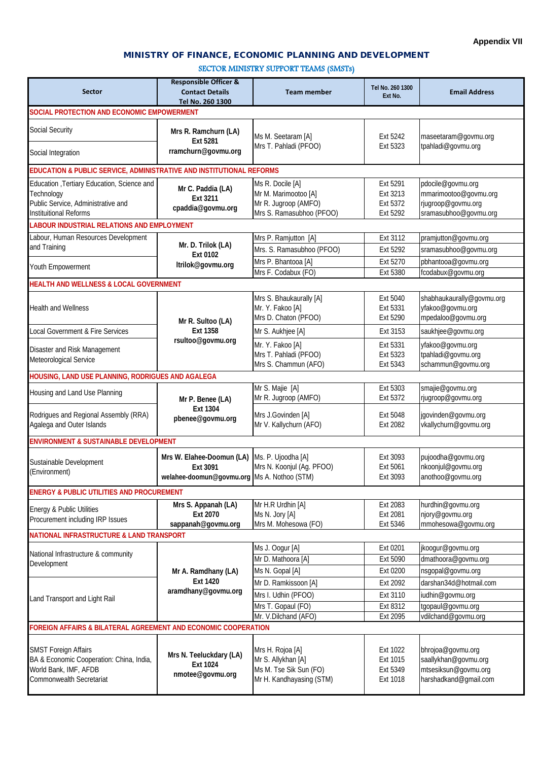**Appendix VII**

# MINISTRY OF FINANCE, ECONOMIC PLANNING AND DEVELOPMENT

## SECTOR MINISTRY SUPPORT TEAMS (SMSTs)

| Sector | Responsible Officer & Contact Details Tel No. 260 1300 | Team member | Tel No. 260 1300 Ext No. | Email Address |
|---|---|---|---|---|
| **SOCIAL PROTECTION AND ECONOMIC EMPOWERMENT** | | | | |
| Social Security<br>Social Integration | **Mrs R. Ramchurn (LA)<br>Ext 5281<br>rramchurn@govmu.org** | Ms M. Seetaram [A]<br>Mrs T. Pahladi (PFOO) | Ext 5242<br>Ext 5323 | maseetaram@govmu.org<br>tpahladi@govmu.org |
| **EDUCATION & PUBLIC SERVICE, ADMINISTRATIVE AND INSTITUTIONAL REFORMS** | | | | |
| Education ,Tertiary Education, Science and Technology<br>Public Service, Administrative and Instituitional Reforms | **Mr C. Paddia (LA)<br>Ext 3211<br>cpaddia@govmu.org** | Ms R. Docile [A]<br>Mr M. Marimootoo [A]<br>Mr R. Jugroop (AMFO)<br>Mrs S. Ramasubhoo (PFOO) | Ext 5291<br>Ext 3213<br>Ext 5372<br>Ext 5292 | pdocile@govmu.org<br>mmarimootoo@govmu.org<br>rjugroop@govmu.org<br>sramasubhoo@govmu.org |
| **LABOUR INDUSTRIAL RELATIONS AND EMPLOYMENT** | | | | |
| Labour, Human Resources Development and Training | **Mr. D. Trilok (LA)<br>Ext 0102<br>ltrilok@govmu.org** | Mrs P. Ramjutton [A]<br>Mrs. S. Ramasubhoo (PFOO) | Ext 3112<br>Ext 5292 | pramjutton@govmu.org<br>sramasubhoo@govmu.org |
| Youth Empowerment | | Mrs P. Bhantooa [A]<br>Mrs F. Codabux (FO) | Ext 5270<br>Ext 5380 | pbhantooa@govmu.org<br>fcodabux@govmu.org |
| **HEALTH AND WELLNESS & LOCAL GOVERNMENT** | | | | |
| Health and Wellness | **Mr R. Sultoo (LA)<br>Ext 1358<br>rsultoo@govmu.org** | Mrs S. Bhaukaurally [A]<br>Mr. Y. Fakoo [A]<br>Mrs D. Chaton (PFOO) | Ext 5040<br>Ext 5331<br>Ext 5290 | shabhaukaurally@govmu.org<br>yfakoo@govmu.org<br>mpedaloo@govmu.org |
| Local Government & Fire Services | | Mr S. Aukhjee [A] | Ext 3153 | saukhjee@govmu.org |
| Disaster and Risk Management<br>Meteorological Service | | Mr. Y. Fakoo [A]<br>Mrs T. Pahladi (PFOO)<br>Mrs S. Chammun (AFO) | Ext 5331<br>Ext 5323<br>Ext 5343 | yfakoo@govmu.org<br>tpahladi@govmu.org<br>schammun@govmu.org |
| **HOUSING, LAND USE PLANNING, RODRIGUES AND AGALEGA** | | | | |
| Housing and Land Use Planning | **Mr P. Benee (LA)<br>Ext 1304<br>pbenee@govmu.org** | Mr S. Majie [A]<br>Mr R. Jugroop (AMFO) | Ext 5303<br>Ext 5372 | smajie@govmu.org<br>rjugroop@govmu.org |
| Rodrigues and Regional Assembly (RRA)<br>Agalega and Outer Islands | | Mrs J.Govinden [A]<br>Mr V. Kallychurn (AFO) | Ext 5048<br>Ext 2082 | jgovinden@govmu.org<br>vkallychurn@govmu.org |
| **ENVIRONMENT & SUSTAINABLE DEVELOPMENT** | | | | |
| Sustainable Development (Environment) | **Mrs W. Elahee-Doomun (LA)<br>Ext 3091<br>welahee-doomun@govmu.org** | Ms. P. Ujoodha [A]<br>Mrs N. Koonjul (Ag. PFOO)<br>Ms A. Nothoo (STM) | Ext 3093<br>Ext 5061<br>Ext 3093 | pujoodha@govmu.org<br>nkoonjul@govmu.org<br>anothoo@govmu.org |
| **ENERGY & PUBLIC UTILITIES AND PROCUREMENT** | | | | |
| Energy & Public Utilities<br>Procurement including IRP Issues | **Mrs S. Appanah (LA)<br>Ext 2070<br>sappanah@govmu.org** | Mr H.R Urdhin [A]<br>Ms N. Jory [A]<br>Mrs M. Mohesowa (FO) | Ext 2083<br>Ext 2081<br>Ext 5346 | hurdhin@govmu.org<br>njory@govmu.org<br>mmohesowa@govmu.org |
| **NATIONAL INFRASTRUCTURE & LAND TRANSPORT** | | | | |
| National Infrastructure & community Development | **Mr A. Ramdhany (LA)<br>Ext 1420<br>aramdhany@govmu.org** | Ms J. Oogur [A]<br>Mr D. Mathoora [A]<br>Ms N. Gopal [A] | Ext 0201<br>Ext 5090<br>Ext 0200 | jkoogur@govmu.org<br>dmathoora@govmu.org<br>nsgopal@govmu.org |
| Land Transport and Light Rail | | Mr D. Ramkissoon [A]<br>Mrs I. Udhin (PFOO)<br>Mrs T. Gopaul (FO)<br>Mr. V.Dilchand (AFO) | Ext 2092<br>Ext 3110<br>Ext 8312<br>Ext 2095 | darshan34d@hotmail.com<br>iudhin@govmu.org<br>tgopaul@govmu.org<br>vdilchand@govmu.org |
| **FOREIGN AFFAIRS & BILATERAL AGREEMENT AND ECONOMIC COOPERATION** | | | | |
| SMST Foreign Affairs<br>BA & Economic Cooperation: China, India, World Bank, IMF, AFDB<br>Commonwealth Secretariat | **Mrs N. Teeluckdary (LA)<br>Ext 1024<br>nmotee@govmu.org** | Mrs H. Rojoa [A]<br>Mr S. Allykhan [A]<br>Ms M. Tse Sik Sun (FO)<br>Mr H. Kandhayasing (STM) | Ext 1022<br>Ext 1015<br>Ext 5349<br>Ext 1018 | bhrojoa@govmu.org<br>saallykhan@govmu.org<br>mtsesiksun@govmu.org<br>harshadkand@gmail.com |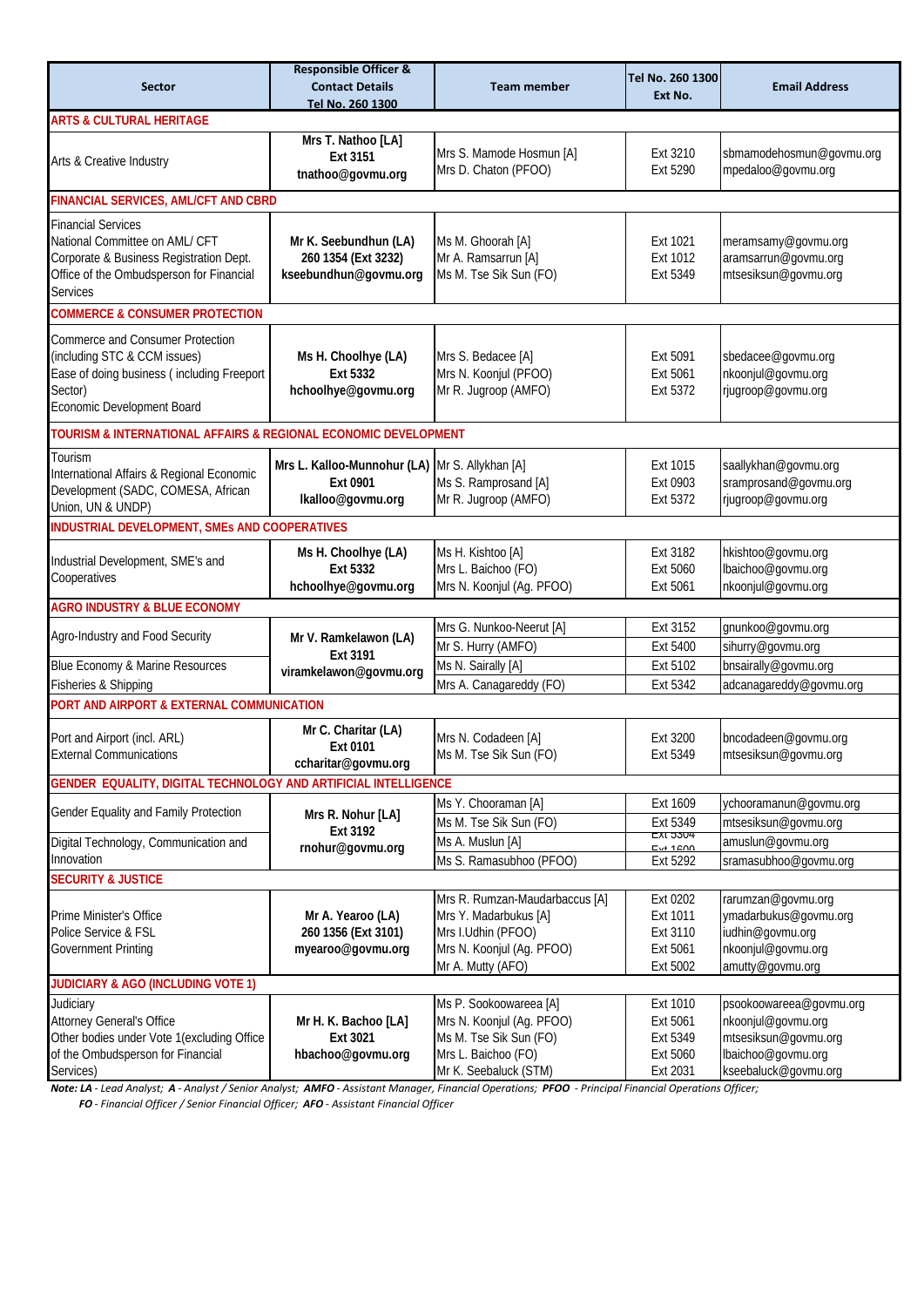| Sector | Responsible Officer & Contact Details Tel No. 260 1300 | Team member | Tel No. 260 1300 Ext No. | Email Address |
|---|---|---|---|---|
| **ARTS & CULTURAL HERITAGE** | | | | |
| Arts & Creative Industry | **Mrs T. Nathoo [LA]** **Ext 3151** **tnathoo@govmu.org** | Mrs S. Mamode Hosmun [A]<br>Mrs D. Chaton (PFOO) | Ext 3210<br>Ext 5290 | sbmamodehosmun@govmu.org<br>mpedaloo@govmu.org |
| **FINANCIAL SERVICES, AML/CFT AND CBRD** | | | | |
| Financial Services<br>National Committee on AML/ CFT<br>Corporate & Business Registration Dept.<br>Office of the Ombudsperson for Financial Services | **Mr K. Seebundhun (LA)** **260 1354 (Ext 3232)** **kseebundhun@govmu.org** | Ms M. Ghoorah [A]<br>Mr A. Ramsarrun [A]<br>Ms M. Tse Sik Sun (FO) | Ext 1021<br>Ext 1012<br>Ext 5349 | meramsamy@govmu.org<br>aramsarrun@govmu.org<br>mtsesiksun@govmu.org |
| **COMMERCE & CONSUMER PROTECTION** | | | | |
| Commerce and Consumer Protection (including STC & CCM issues)<br>Ease of doing business ( including Freeport Sector)<br>Economic Development Board | **Ms H. Choolhye (LA)** **Ext 5332** **hchoolhye@govmu.org** | Mrs S. Bedacee [A]<br>Mrs N. Koonjul (PFOO)<br>Mr R. Jugroop (AMFO) | Ext 5091<br>Ext 5061<br>Ext 5372 | sbedacee@govmu.org<br>nkoonjul@govmu.org<br>rjugroop@govmu.org |
| **TOURISM & INTERNATIONAL AFFAIRS & REGIONAL ECONOMIC DEVELOPMENT** | | | | |
| Tourism<br>International Affairs & Regional Economic Development (SADC, COMESA, African Union, UN & UNDP) | **Mrs L. Kalloo-Munnohur (LA)** **Ext 0901** **lkalloo@govmu.org** | Mr S. Allykhan [A]<br>Ms S. Ramprosand [A]<br>Mr R. Jugroop (AMFO) | Ext 1015<br>Ext 0903<br>Ext 5372 | saallykhan@govmu.org<br>sramprosand@govmu.org<br>rjugroop@govmu.org |
| **INDUSTRIAL DEVELOPMENT, SMEs AND COOPERATIVES** | | | | |
| Industrial Development, SME's and Cooperatives | **Ms H. Choolhye (LA)** **Ext 5332** **hchoolhye@govmu.org** | Ms H. Kishtoo [A]<br>Mrs L. Baichoo (FO)<br>Mrs N. Koonjul (Ag. PFOO) | Ext 3182<br>Ext 5060<br>Ext 5061 | hkishtoo@govmu.org<br>lbaichoo@govmu.org<br>nkoonjul@govmu.org |
| **AGRO INDUSTRY & BLUE ECONOMY** | | | | |
| Agro-Industry and Food Security | **Mr V. Ramkelawon (LA)** **Ext 3191** **viramkelawon@govmu.org** | Mrs G. Nunkoo-Neerut [A] | Ext 3152 | gnunkoo@govmu.org |
| | | Mr S. Hurry (AMFO) | Ext 5400 | sihurry@govmu.org |
| Blue Economy & Marine Resources | | Ms N. Sairally [A] | Ext 5102 | bnsairally@govmu.org |
| Fisheries & Shipping | | Mrs A. Canagareddy (FO) | Ext 5342 | adcanagareddy@govmu.org |
| **PORT AND AIRPORT & EXTERNAL COMMUNICATION** | | | | |
| Port and Airport (incl. ARL)<br>External Communications | **Mr C. Charitar (LA)** **Ext 0101** **ccharitar@govmu.org** | Mrs N. Codadeen [A]<br>Ms M. Tse Sik Sun (FO) | Ext 3200<br>Ext 5349 | bncodadeen@govmu.org<br>mtsesiksun@govmu.org |
| **GENDER EQUALITY, DIGITAL TECHNOLOGY AND ARTIFICIAL INTELLIGENCE** | | | | |
| Gender Equality and Family Protection | **Mrs R. Nohur [LA]** **Ext 3192** **rnohur@govmu.org** | Ms Y. Chooraman [A] | Ext 1609 | ychooramanun@govmu.org |
| | | Ms M. Tse Sik Sun (FO) | Ext 5349 | mtsesiksun@govmu.org |
| Digital Technology, Communication and Innovation | | Ms A. Muslun [A] | Ext 3304 Ext 1600 | amuslun@govmu.org |
| | | Ms S. Ramasubhoo (PFOO) | Ext 5292 | sramasubhoo@govmu.org |
| **SECURITY & JUSTICE** | | | | |
| Prime Minister's Office<br>Police Service & FSL<br>Government Printing | **Mr A. Yearoo (LA)** **260 1356 (Ext 3101)** **myearoo@govmu.org** | Mrs R. Rumzan-Maudarbaccus [A]<br>Mrs Y. Madarbukus [A]<br>Mrs I.Udhin (PFOO)<br>Mrs N. Koonjul (Ag. PFOO)<br>Mr A. Mutty (AFO) | Ext 0202<br>Ext 1011<br>Ext 3110<br>Ext 5061<br>Ext 5002 | rarumzan@govmu.org<br>ymadarbukus@govmu.org<br>iudhin@govmu.org<br>nkoonjul@govmu.org<br>amutty@govmu.org |
| **JUDICIARY & AGO (INCLUDING VOTE 1)** | | | | |
| Judiciary<br>Attorney General's Office<br>Other bodies under Vote 1(excluding Office of the Ombudsperson for Financial Services) | **Mr H. K. Bachoo [LA]** **Ext 3021** **hbachoo@govmu.org** | Ms P. Sookoowareea [A]<br>Mrs N. Koonjul (Ag. PFOO)<br>Ms M. Tse Sik Sun (FO)<br>Mrs L. Baichoo (FO)<br>Mr K. Seebaluck (STM) | Ext 1010<br>Ext 5061<br>Ext 5349<br>Ext 5060<br>Ext 2031 | psookoowareea@govmu.org<br>nkoonjul@govmu.org<br>mtsesiksun@govmu.org<br>lbaichoo@govmu.org<br>kseebaluck@govmu.org |

*Note: **LA** - Lead Analyst; **A** - Analyst / Senior Analyst; **AMFO** - Assistant Manager, Financial Operations; **PFOO** - Principal Financial Operations Officer; **FO** - Financial Officer / Senior Financial Officer; **AFO** - Assistant Financial Officer*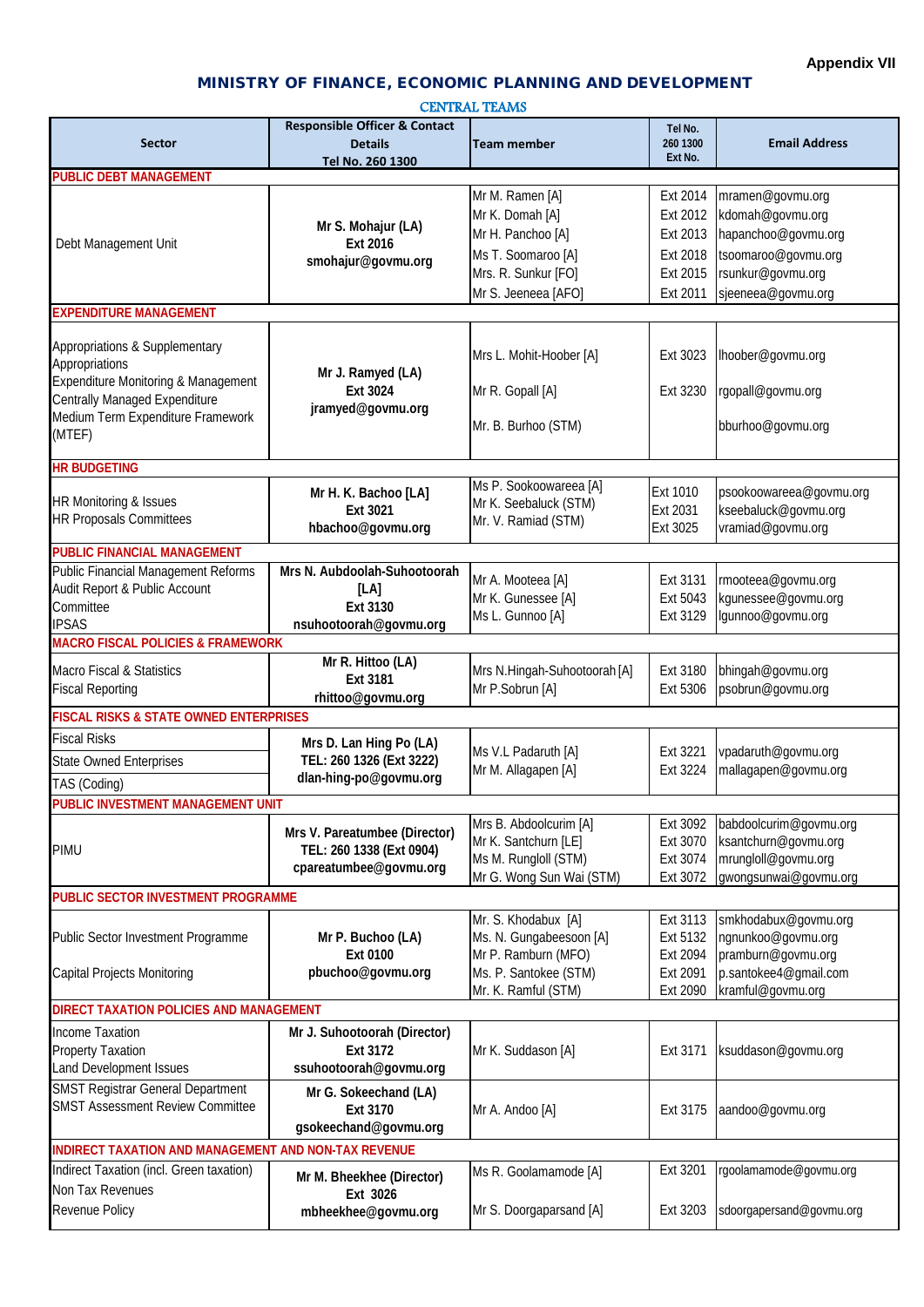**Appendix VII**

## MINISTRY OF FINANCE, ECONOMIC PLANNING AND DEVELOPMENT

### CENTRAL TEAMS

| Sector | Responsible Officer & Contact Details Tel No. 260 1300 | Team member | Tel No. 260 1300 Ext No. | Email Address |
|---|---|---|---|---|
| **PUBLIC DEBT MANAGEMENT** | | | | |
| Debt Management Unit | Mr S. Mohajur (LA) Ext 2016 smohajur@govmu.org | Mr M. Ramen [A]<br>Mr K. Domah [A]<br>Mr H. Panchoo [A]<br>Ms T. Soomaroo [A]<br>Mrs. R. Sunkur [FO]<br>Mr S. Jeeneea [AFO] | Ext 2014<br>Ext 2012<br>Ext 2013<br>Ext 2018<br>Ext 2015<br>Ext 2011 | mramen@govmu.org<br>kdomah@govmu.org<br>hapanchoo@govmu.org<br>tsoomaroo@govmu.org<br>rsunkur@govmu.org<br>sjeeneea@govmu.org |
| **EXPENDITURE MANAGEMENT** | | | | |
| Appropriations & Supplementary Appropriations<br>Expenditure Monitoring & Management<br>Centrally Managed Expenditure<br>Medium Term Expenditure Framework (MTEF) | Mr J. Ramyed (LA) Ext 3024 jramyed@govmu.org | Mrs L. Mohit-Hoober [A]<br>Mr R. Gopall [A]<br>Mr. B. Burhoo (STM) | Ext 3023<br>Ext 3230 | lhoober@govmu.org<br>rgopall@govmu.org<br>bburhoo@govmu.org |
| **HR BUDGETING** | | | | |
| HR Monitoring & Issues<br>HR Proposals Committees | Mr H. K. Bachoo [LA] Ext 3021 hbachoo@govmu.org | Ms P. Sookoowareea [A]<br>Mr K. Seebaluck (STM)<br>Mr. V. Ramiad (STM) | Ext 1010<br>Ext 2031<br>Ext 3025 | psookoowareea@govmu.org<br>kseebaluck@govmu.org<br>vramiad@govmu.org |
| **PUBLIC FINANCIAL MANAGEMENT** | | | | |
| Public Financial Management Reforms<br>Audit Report & Public Account Committee<br>IPSAS | Mrs N. Aubdoolah-Suhootoorah [LA] Ext 3130 nsuhootoorah@govmu.org | Mr A. Mooteea [A]<br>Mr K. Gunessee [A]<br>Ms L. Gunnoo [A] | Ext 3131<br>Ext 5043<br>Ext 3129 | rmooteea@govmu.org<br>kgunessee@govmu.org<br>lgunnoo@govmu.org |
| **MACRO FISCAL POLICIES & FRAMEWORK** | | | | |
| Macro Fiscal & Statistics<br>Fiscal Reporting | Mr R. Hittoo (LA) Ext 3181 rhittoo@govmu.org | Mrs N.Hingah-Suhootoorah [A]<br>Mr P.Sobrun [A] | Ext 3180<br>Ext 5306 | bhingah@govmu.org<br>psobrun@govmu.org |
| **FISCAL RISKS & STATE OWNED ENTERPRISES** | | | | |
| Fiscal Risks<br>State Owned Enterprises<br>TAS (Coding) | Mrs D. Lan Hing Po (LA) TEL: 260 1326 (Ext 3222) dlan-hing-po@govmu.org | Ms V.L Padaruth [A]<br>Mr M. Allagapen [A] | Ext 3221<br>Ext 3224 | vpadaruth@govmu.org<br>mallagapen@govmu.org |
| **PUBLIC INVESTMENT MANAGEMENT UNIT** | | | | |
| PIMU | Mrs V. Pareatumbee (Director) TEL: 260 1338 (Ext 0904) cpareatumbee@govmu.org | Mrs B. Abdoolcurim [A]<br>Mr K. Santchurn [LE]<br>Ms M. Rungloll (STM)<br>Mr G. Wong Sun Wai (STM) | Ext 3092<br>Ext 3070<br>Ext 3074<br>Ext 3072 | babdoolcurim@govmu.org<br>ksantchurn@govmu.org<br>mrungloll@govmu.org<br>gwongsunwai@govmu.org |
| **PUBLIC SECTOR INVESTMENT PROGRAMME** | | | | |
| Public Sector Investment Programme<br>Capital Projects Monitoring | Mr P. Buchoo (LA) Ext 0100 pbuchoo@govmu.org | Mr. S. Khodabux [A]<br>Ms. N. Gungabeesoon [A]<br>Mr P. Ramburn (MFO)<br>Ms. P. Santokee (STM)<br>Mr. K. Ramful (STM) | Ext 3113<br>Ext 5132<br>Ext 2094<br>Ext 2091<br>Ext 2090 | smkhodabux@govmu.org<br>ngnunkoo@govmu.org<br>pramburn@govmu.org<br>p.santokee4@gmail.com<br>kramful@govmu.org |
| **DIRECT TAXATION POLICIES AND MANAGEMENT** | | | | |
| Income Taxation<br>Property Taxation<br>Land Development Issues | Mr J. Suhootoorah (Director) Ext 3172 ssuhootoorah@govmu.org | Mr K. Suddason [A] | Ext 3171 | ksuddason@govmu.org |
| SMST Registrar General Department<br>SMST Assessment Review Committee | Mr G. Sokeechand (LA) Ext 3170 gsokeechand@govmu.org | Mr A. Andoo [A] | Ext 3175 | aandoo@govmu.org |
| **INDIRECT TAXATION AND MANAGEMENT AND NON-TAX REVENUE** | | | | |
| Indirect Taxation (incl. Green taxation)<br>Non Tax Revenues<br>Revenue Policy | Mr M. Bheekhee (Director) Ext 3026 mbheekhee@govmu.org | Ms R. Goolamamode [A]<br>Mr S. Doorgaparsand [A] | Ext 3201<br>Ext 3203 | rgoolamamode@govmu.org<br>sdoorgapersand@govmu.org |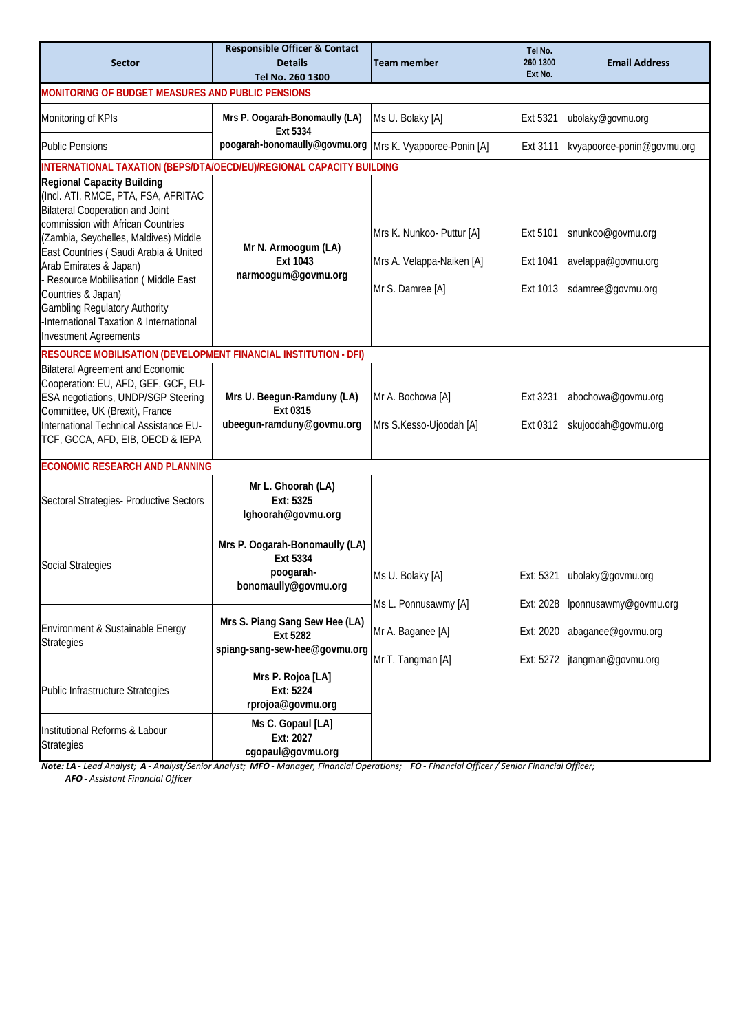| Sector | Responsible Officer & Contact Details Tel No. 260 1300 | Team member | Tel No. 260 1300 Ext No. | Email Address |
|---|---|---|---|---|
| **MONITORING OF BUDGET MEASURES AND PUBLIC PENSIONS** | | | | |
| Monitoring of KPIs | **Mrs P. Oogarah-Bonomaully (LA) Ext 5334 poogarah-bonomaully@govmu.org** | Ms U. Bolaky [A] | Ext 5321 | ubolaky@govmu.org |
| Public Pensions | | Mrs K. Vyapooree-Ponin [A] | Ext 3111 | kvyapooree-ponin@govmu.org |
| **INTERNATIONAL TAXATION (BEPS/DTA/OECD/EU)/REGIONAL CAPACITY BUILDING** | | | | |
| **Regional Capacity Building** (Incl. ATI, RMCE, PTA, FSA, AFRITAC Bilateral Cooperation and Joint commission with African Countries (Zambia, Seychelles, Maldives) Middle East Countries ( Saudi Arabia & United Arab Emirates & Japan) - Resource Mobilisation ( Middle East Countries & Japan) Gambling Regulatory Authority -International Taxation & International Investment Agreements | **Mr N. Armoogum (LA) Ext 1043 narmoogum@govmu.org** | Mrs K. Nunkoo- Puttur [A]<br>Mrs A. Velappa-Naiken [A]<br>Mr S. Damree [A] | Ext 5101<br>Ext 1041<br>Ext 1013 | snunkoo@govmu.org<br>avelappa@govmu.org<br>sdamree@govmu.org |
| **RESOURCE MOBILISATION (DEVELOPMENT FINANCIAL INSTITUTION - DFI)** | | | | |
| Bilateral Agreement and Economic Cooperation: EU, AFD, GEF, GCF, EU-ESA negotiations, UNDP/SGP Steering Committee, UK (Brexit), France International Technical Assistance EU-TCF, GCCA, AFD, EIB, OECD & IEPA | **Mrs U. Beegun-Ramduny (LA) Ext 0315 ubeegun-ramduny@govmu.org** | Mr A. Bochowa [A]<br>Mrs S.Kesso-Ujoodah [A] | Ext 3231<br>Ext 0312 | abochowa@govmu.org<br>skujoodah@govmu.org |
| **ECONOMIC RESEARCH AND PLANNING** | | | | |
| Sectoral Strategies- Productive Sectors | **Mr L. Ghoorah (LA) Ext: 5325 lghoorah@govmu.org** | Ms U. Bolaky [A]<br>Ms L. Ponnusawmy [A]<br>Mr A. Baganee [A]<br>Mr T. Tangman [A] | Ext: 5321<br>Ext: 2028<br>Ext: 2020<br>Ext: 5272 | ubolaky@govmu.org<br>lponnusawmy@govmu.org<br>abaganee@govmu.org<br>jtangman@govmu.org |
| Social Strategies | **Mrs P. Oogarah-Bonomaully (LA) Ext 5334 poogarah-bonomaully@govmu.org** | | | |
| Environment & Sustainable Energy Strategies | **Mrs S. Piang Sang Sew Hee (LA) Ext 5282 spiang-sang-sew-hee@govmu.org** | | | |
| Public Infrastructure Strategies | **Mrs P. Rojoa [LA] Ext: 5224 rprojoa@govmu.org** | | | |
| Institutional Reforms & Labour Strategies | **Ms C. Gopaul [LA] Ext: 2027 cgopaul@govmu.org** | | | |

***Note: LA** - Lead Analyst; **A** - Analyst/Senior Analyst; **MFO** - Manager, Financial Operations; **FO** - Financial Officer / Senior Financial Officer; **AFO** - Assistant Financial Officer*